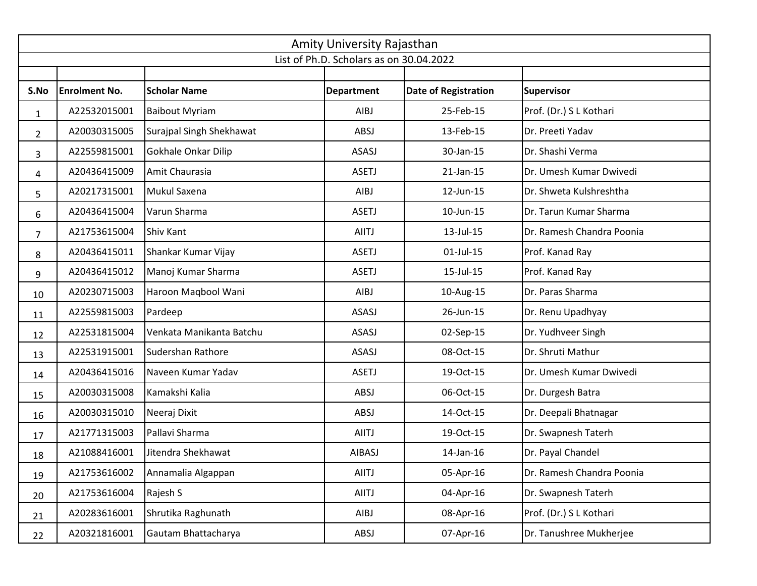# Amity University Rajasthan

## List of Ph.D. Scholars as on 30.04.2022

| S.No | Enrolment No. | Scholar Name | Department | Date of Registration | Supervisor |
|---|---|---|---|---|---|
| 1 | A22532015001 | Baibout Myriam | AIBJ | 25-Feb-15 | Prof. (Dr.) S L Kothari |
| 2 | A20030315005 | Surajpal Singh Shekhawat | ABSJ | 13-Feb-15 | Dr. Preeti Yadav |
| 3 | A22559815001 | Gokhale Onkar Dilip | ASASJ | 30-Jan-15 | Dr. Shashi Verma |
| 4 | A20436415009 | Amit Chaurasia | ASETJ | 21-Jan-15 | Dr. Umesh Kumar Dwivedi |
| 5 | A20217315001 | Mukul Saxena | AIBJ | 12-Jun-15 | Dr. Shweta Kulshreshtha |
| 6 | A20436415004 | Varun Sharma | ASETJ | 10-Jun-15 | Dr. Tarun Kumar Sharma |
| 7 | A21753615004 | Shiv Kant | AIITJ | 13-Jul-15 | Dr. Ramesh Chandra Poonia |
| 8 | A20436415011 | Shankar Kumar Vijay | ASETJ | 01-Jul-15 | Prof. Kanad Ray |
| 9 | A20436415012 | Manoj Kumar Sharma | ASETJ | 15-Jul-15 | Prof. Kanad Ray |
| 10 | A20230715003 | Haroon Maqbool Wani | AIBJ | 10-Aug-15 | Dr. Paras Sharma |
| 11 | A22559815003 | Pardeep | ASASJ | 26-Jun-15 | Dr. Renu Upadhyay |
| 12 | A22531815004 | Venkata Manikanta Batchu | ASASJ | 02-Sep-15 | Dr. Yudhveer Singh |
| 13 | A22531915001 | Sudershan Rathore | ASASJ | 08-Oct-15 | Dr. Shruti Mathur |
| 14 | A20436415016 | Naveen Kumar Yadav | ASETJ | 19-Oct-15 | Dr. Umesh Kumar Dwivedi |
| 15 | A20030315008 | Kamakshi Kalia | ABSJ | 06-Oct-15 | Dr. Durgesh Batra |
| 16 | A20030315010 | Neeraj Dixit | ABSJ | 14-Oct-15 | Dr. Deepali Bhatnagar |
| 17 | A21771315003 | Pallavi Sharma | AIITJ | 19-Oct-15 | Dr. Swapnesh Taterh |
| 18 | A21088416001 | Jitendra Shekhawat | AIBASJ | 14-Jan-16 | Dr. Payal Chandel |
| 19 | A21753616002 | Annamalia Algappan | AIITJ | 05-Apr-16 | Dr. Ramesh Chandra Poonia |
| 20 | A21753616004 | Rajesh S | AIITJ | 04-Apr-16 | Dr. Swapnesh Taterh |
| 21 | A20283616001 | Shrutika Raghunath | AIBJ | 08-Apr-16 | Prof. (Dr.) S L Kothari |
| 22 | A20321816001 | Gautam Bhattacharya | ABSJ | 07-Apr-16 | Dr. Tanushree Mukherjee |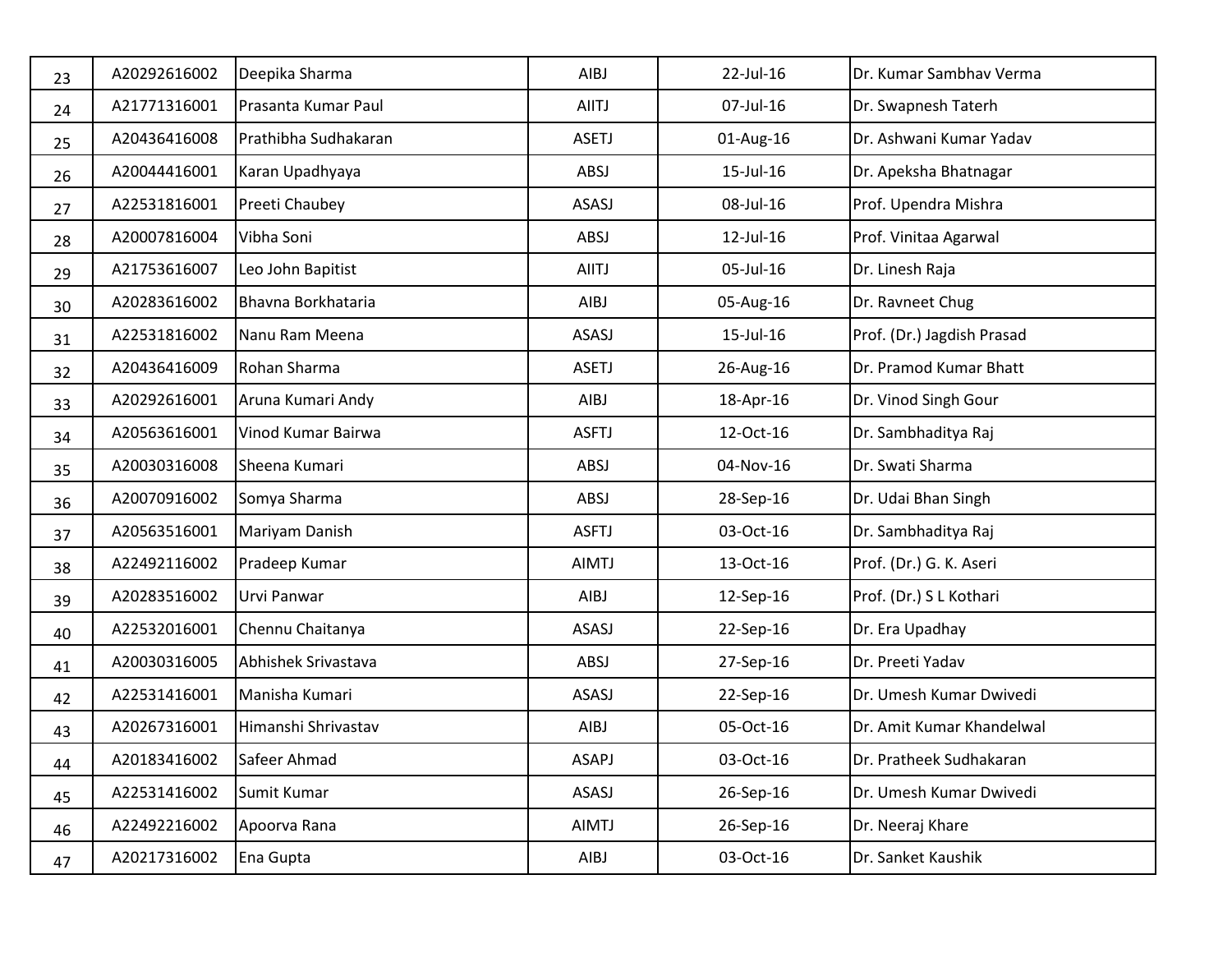| | | | | | |
|---|---|---|---|---|---|
| 23 | A20292616002 | Deepika Sharma | AIBJ | 22-Jul-16 | Dr. Kumar Sambhav Verma |
| 24 | A21771316001 | Prasanta Kumar Paul | AIITJ | 07-Jul-16 | Dr. Swapnesh Taterh |
| 25 | A20436416008 | Prathibha Sudhakaran | ASETJ | 01-Aug-16 | Dr. Ashwani Kumar Yadav |
| 26 | A20044416001 | Karan Upadhyaya | ABSJ | 15-Jul-16 | Dr. Apeksha Bhatnagar |
| 27 | A22531816001 | Preeti Chaubey | ASASJ | 08-Jul-16 | Prof. Upendra Mishra |
| 28 | A20007816004 | Vibha Soni | ABSJ | 12-Jul-16 | Prof. Vinitaa Agarwal |
| 29 | A21753616007 | Leo John Bapitist | AIITJ | 05-Jul-16 | Dr. Linesh Raja |
| 30 | A20283616002 | Bhavna Borkhataria | AIBJ | 05-Aug-16 | Dr. Ravneet Chug |
| 31 | A22531816002 | Nanu Ram Meena | ASASJ | 15-Jul-16 | Prof. (Dr.) Jagdish Prasad |
| 32 | A20436416009 | Rohan Sharma | ASETJ | 26-Aug-16 | Dr. Pramod Kumar Bhatt |
| 33 | A20292616001 | Aruna Kumari Andy | AIBJ | 18-Apr-16 | Dr. Vinod Singh Gour |
| 34 | A20563616001 | Vinod Kumar Bairwa | ASFTJ | 12-Oct-16 | Dr. Sambhaditya Raj |
| 35 | A20030316008 | Sheena Kumari | ABSJ | 04-Nov-16 | Dr. Swati Sharma |
| 36 | A20070916002 | Somya Sharma | ABSJ | 28-Sep-16 | Dr. Udai Bhan Singh |
| 37 | A20563516001 | Mariyam Danish | ASFTJ | 03-Oct-16 | Dr. Sambhaditya Raj |
| 38 | A22492116002 | Pradeep Kumar | AIMTJ | 13-Oct-16 | Prof. (Dr.) G. K. Aseri |
| 39 | A20283516002 | Urvi Panwar | AIBJ | 12-Sep-16 | Prof. (Dr.) S L Kothari |
| 40 | A22532016001 | Chennu Chaitanya | ASASJ | 22-Sep-16 | Dr. Era Upadhay |
| 41 | A20030316005 | Abhishek Srivastava | ABSJ | 27-Sep-16 | Dr. Preeti Yadav |
| 42 | A22531416001 | Manisha Kumari | ASASJ | 22-Sep-16 | Dr. Umesh Kumar Dwivedi |
| 43 | A20267316001 | Himanshi Shrivastav | AIBJ | 05-Oct-16 | Dr. Amit Kumar Khandelwal |
| 44 | A20183416002 | Safeer Ahmad | ASAPJ | 03-Oct-16 | Dr. Pratheek Sudhakaran |
| 45 | A22531416002 | Sumit Kumar | ASASJ | 26-Sep-16 | Dr. Umesh Kumar Dwivedi |
| 46 | A22492216002 | Apoorva Rana | AIMTJ | 26-Sep-16 | Dr. Neeraj Khare |
| 47 | A20217316002 | Ena Gupta | AIBJ | 03-Oct-16 | Dr. Sanket Kaushik |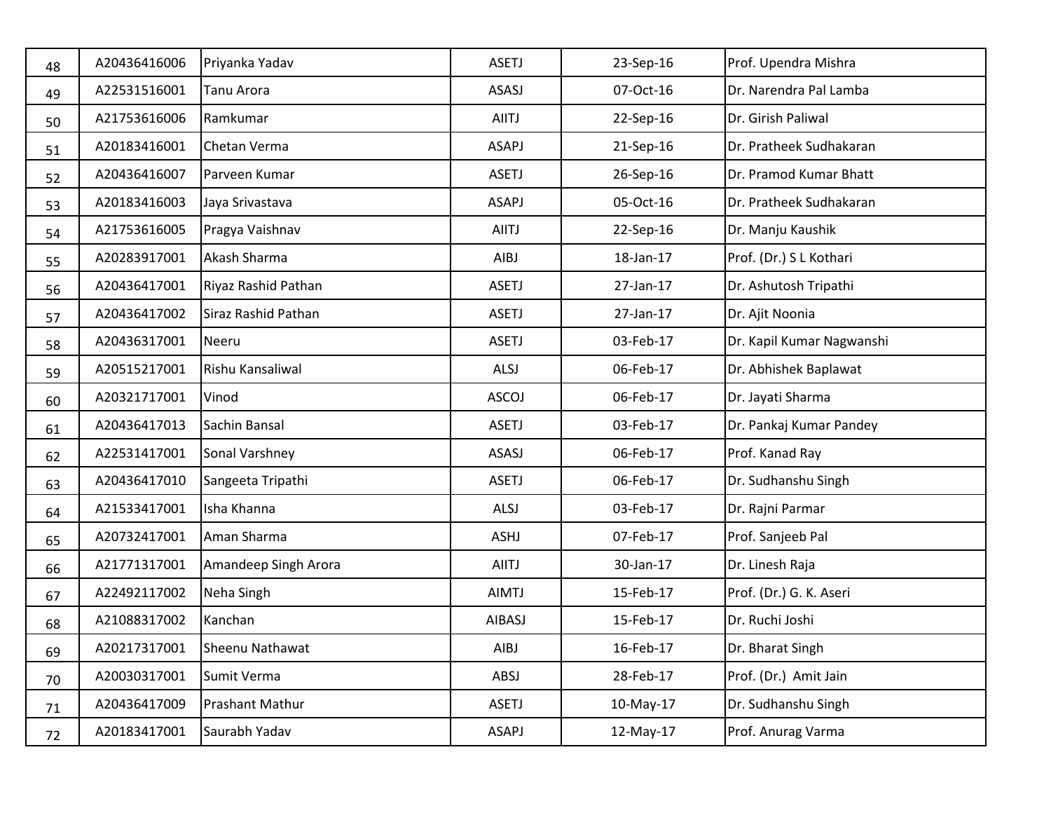| | | | | | |
|---|---|---|---|---|---|
| 48 | A20436416006 | Priyanka Yadav | ASETJ | 23-Sep-16 | Prof. Upendra Mishra |
| 49 | A22531516001 | Tanu Arora | ASASJ | 07-Oct-16 | Dr. Narendra Pal Lamba |
| 50 | A21753616006 | Ramkumar | AIITJ | 22-Sep-16 | Dr. Girish Paliwal |
| 51 | A20183416001 | Chetan Verma | ASAPJ | 21-Sep-16 | Dr. Pratheek Sudhakaran |
| 52 | A20436416007 | Parveen Kumar | ASETJ | 26-Sep-16 | Dr. Pramod Kumar Bhatt |
| 53 | A20183416003 | Jaya Srivastava | ASAPJ | 05-Oct-16 | Dr. Pratheek Sudhakaran |
| 54 | A21753616005 | Pragya Vaishnav | AIITJ | 22-Sep-16 | Dr. Manju Kaushik |
| 55 | A20283917001 | Akash Sharma | AIBJ | 18-Jan-17 | Prof. (Dr.) S L Kothari |
| 56 | A20436417001 | Riyaz Rashid Pathan | ASETJ | 27-Jan-17 | Dr. Ashutosh Tripathi |
| 57 | A20436417002 | Siraz Rashid Pathan | ASETJ | 27-Jan-17 | Dr. Ajit Noonia |
| 58 | A20436317001 | Neeru | ASETJ | 03-Feb-17 | Dr. Kapil Kumar Nagwanshi |
| 59 | A20515217001 | Rishu Kansaliwal | ALSJ | 06-Feb-17 | Dr. Abhishek Baplawat |
| 60 | A20321717001 | Vinod | ASCOJ | 06-Feb-17 | Dr. Jayati Sharma |
| 61 | A20436417013 | Sachin Bansal | ASETJ | 03-Feb-17 | Dr. Pankaj Kumar Pandey |
| 62 | A22531417001 | Sonal Varshney | ASASJ | 06-Feb-17 | Prof. Kanad Ray |
| 63 | A20436417010 | Sangeeta Tripathi | ASETJ | 06-Feb-17 | Dr. Sudhanshu Singh |
| 64 | A21533417001 | Isha Khanna | ALSJ | 03-Feb-17 | Dr. Rajni Parmar |
| 65 | A20732417001 | Aman Sharma | ASHJ | 07-Feb-17 | Prof. Sanjeeb Pal |
| 66 | A21771317001 | Amandeep Singh Arora | AIITJ | 30-Jan-17 | Dr. Linesh Raja |
| 67 | A22492117002 | Neha Singh | AIMTJ | 15-Feb-17 | Prof. (Dr.) G. K. Aseri |
| 68 | A21088317002 | Kanchan | AIBASJ | 15-Feb-17 | Dr. Ruchi Joshi |
| 69 | A20217317001 | Sheenu Nathawat | AIBJ | 16-Feb-17 | Dr. Bharat Singh |
| 70 | A20030317001 | Sumit Verma | ABSJ | 28-Feb-17 | Prof. (Dr.) Amit Jain |
| 71 | A20436417009 | Prashant Mathur | ASETJ | 10-May-17 | Dr. Sudhanshu Singh |
| 72 | A20183417001 | Saurabh Yadav | ASAPJ | 12-May-17 | Prof. Anurag Varma |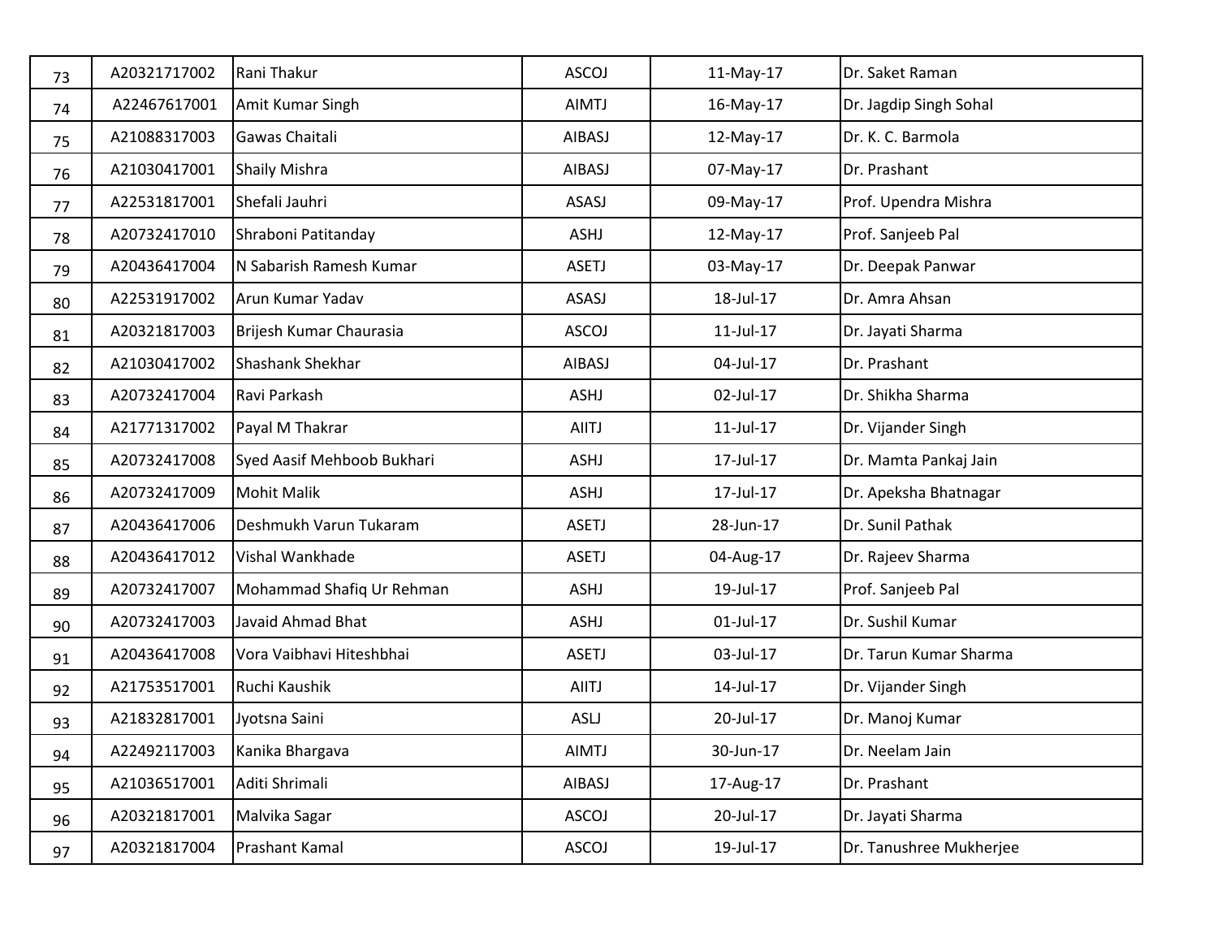| | | | | | |
|---|---|---|---|---|---|
| 73 | A20321717002 | Rani Thakur | ASCOJ | 11-May-17 | Dr. Saket Raman |
| 74 | A22467617001 | Amit Kumar Singh | AIMTJ | 16-May-17 | Dr. Jagdip Singh Sohal |
| 75 | A21088317003 | Gawas Chaitali | AIBASJ | 12-May-17 | Dr. K. C. Barmola |
| 76 | A21030417001 | Shaily Mishra | AIBASJ | 07-May-17 | Dr. Prashant |
| 77 | A22531817001 | Shefali Jauhri | ASASJ | 09-May-17 | Prof. Upendra Mishra |
| 78 | A20732417010 | Shraboni Patitanday | ASHJ | 12-May-17 | Prof. Sanjeeb Pal |
| 79 | A20436417004 | N Sabarish Ramesh Kumar | ASETJ | 03-May-17 | Dr. Deepak Panwar |
| 80 | A22531917002 | Arun Kumar Yadav | ASASJ | 18-Jul-17 | Dr. Amra Ahsan |
| 81 | A20321817003 | Brijesh Kumar Chaurasia | ASCOJ | 11-Jul-17 | Dr. Jayati Sharma |
| 82 | A21030417002 | Shashank Shekhar | AIBASJ | 04-Jul-17 | Dr. Prashant |
| 83 | A20732417004 | Ravi Parkash | ASHJ | 02-Jul-17 | Dr. Shikha Sharma |
| 84 | A21771317002 | Payal M Thakrar | AIITJ | 11-Jul-17 | Dr. Vijander Singh |
| 85 | A20732417008 | Syed Aasif Mehboob Bukhari | ASHJ | 17-Jul-17 | Dr. Mamta Pankaj Jain |
| 86 | A20732417009 | Mohit Malik | ASHJ | 17-Jul-17 | Dr. Apeksha Bhatnagar |
| 87 | A20436417006 | Deshmukh Varun Tukaram | ASETJ | 28-Jun-17 | Dr. Sunil Pathak |
| 88 | A20436417012 | Vishal Wankhade | ASETJ | 04-Aug-17 | Dr. Rajeev Sharma |
| 89 | A20732417007 | Mohammad Shafiq Ur Rehman | ASHJ | 19-Jul-17 | Prof. Sanjeeb Pal |
| 90 | A20732417003 | Javaid Ahmad Bhat | ASHJ | 01-Jul-17 | Dr. Sushil Kumar |
| 91 | A20436417008 | Vora Vaibhavi Hiteshbhai | ASETJ | 03-Jul-17 | Dr. Tarun Kumar Sharma |
| 92 | A21753517001 | Ruchi Kaushik | AIITJ | 14-Jul-17 | Dr. Vijander Singh |
| 93 | A21832817001 | Jyotsna Saini | ASLJ | 20-Jul-17 | Dr. Manoj Kumar |
| 94 | A22492117003 | Kanika Bhargava | AIMTJ | 30-Jun-17 | Dr. Neelam Jain |
| 95 | A21036517001 | Aditi Shrimali | AIBASJ | 17-Aug-17 | Dr. Prashant |
| 96 | A20321817001 | Malvika Sagar | ASCOJ | 20-Jul-17 | Dr. Jayati Sharma |
| 97 | A20321817004 | Prashant Kamal | ASCOJ | 19-Jul-17 | Dr. Tanushree Mukherjee |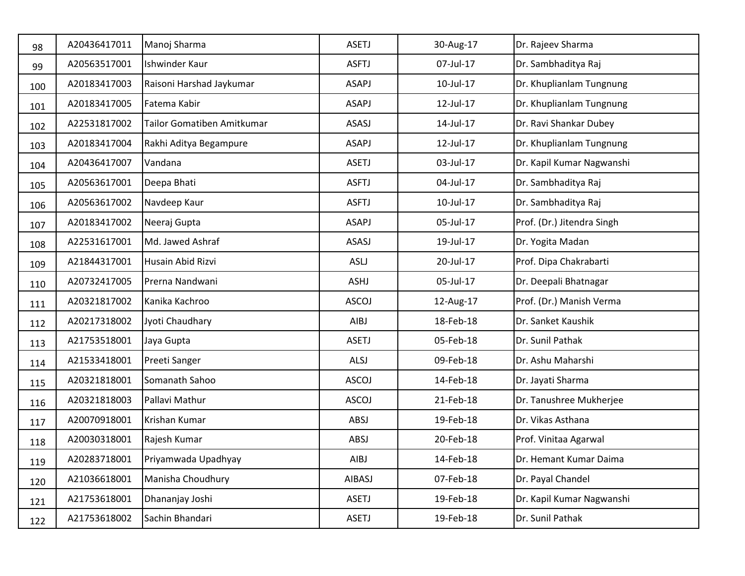| | | | | | |
|---|---|---|---|---|---|
| 98 | A20436417011 | Manoj Sharma | ASETJ | 30-Aug-17 | Dr. Rajeev Sharma |
| 99 | A20563517001 | Ishwinder Kaur | ASFTJ | 07-Jul-17 | Dr. Sambhaditya Raj |
| 100 | A20183417003 | Raisoni Harshad Jaykumar | ASAPJ | 10-Jul-17 | Dr. Khuplianlam Tungnung |
| 101 | A20183417005 | Fatema Kabir | ASAPJ | 12-Jul-17 | Dr. Khuplianlam Tungnung |
| 102 | A22531817002 | Tailor Gomatiben Amitkumar | ASASJ | 14-Jul-17 | Dr. Ravi Shankar Dubey |
| 103 | A20183417004 | Rakhi Aditya Begampure | ASAPJ | 12-Jul-17 | Dr. Khuplianlam Tungnung |
| 104 | A20436417007 | Vandana | ASETJ | 03-Jul-17 | Dr. Kapil Kumar Nagwanshi |
| 105 | A20563617001 | Deepa Bhati | ASFTJ | 04-Jul-17 | Dr. Sambhaditya Raj |
| 106 | A20563617002 | Navdeep Kaur | ASFTJ | 10-Jul-17 | Dr. Sambhaditya Raj |
| 107 | A20183417002 | Neeraj Gupta | ASAPJ | 05-Jul-17 | Prof. (Dr.) Jitendra Singh |
| 108 | A22531617001 | Md. Jawed Ashraf | ASASJ | 19-Jul-17 | Dr. Yogita Madan |
| 109 | A21844317001 | Husain Abid Rizvi | ASLJ | 20-Jul-17 | Prof. Dipa Chakrabarti |
| 110 | A20732417005 | Prerna Nandwani | ASHJ | 05-Jul-17 | Dr. Deepali Bhatnagar |
| 111 | A20321817002 | Kanika Kachroo | ASCOJ | 12-Aug-17 | Prof. (Dr.) Manish Verma |
| 112 | A20217318002 | Jyoti Chaudhary | AIBJ | 18-Feb-18 | Dr. Sanket Kaushik |
| 113 | A21753518001 | Jaya Gupta | ASETJ | 05-Feb-18 | Dr. Sunil Pathak |
| 114 | A21533418001 | Preeti Sanger | ALSJ | 09-Feb-18 | Dr. Ashu Maharshi |
| 115 | A20321818001 | Somanath Sahoo | ASCOJ | 14-Feb-18 | Dr. Jayati Sharma |
| 116 | A20321818003 | Pallavi Mathur | ASCOJ | 21-Feb-18 | Dr. Tanushree Mukherjee |
| 117 | A20070918001 | Krishan Kumar | ABSJ | 19-Feb-18 | Dr. Vikas Asthana |
| 118 | A20030318001 | Rajesh Kumar | ABSJ | 20-Feb-18 | Prof. Vinitaa Agarwal |
| 119 | A20283718001 | Priyamwada Upadhyay | AIBJ | 14-Feb-18 | Dr. Hemant Kumar Daima |
| 120 | A21036618001 | Manisha Choudhury | AIBASJ | 07-Feb-18 | Dr. Payal Chandel |
| 121 | A21753618001 | Dhananjay Joshi | ASETJ | 19-Feb-18 | Dr. Kapil Kumar Nagwanshi |
| 122 | A21753618002 | Sachin Bhandari | ASETJ | 19-Feb-18 | Dr. Sunil Pathak |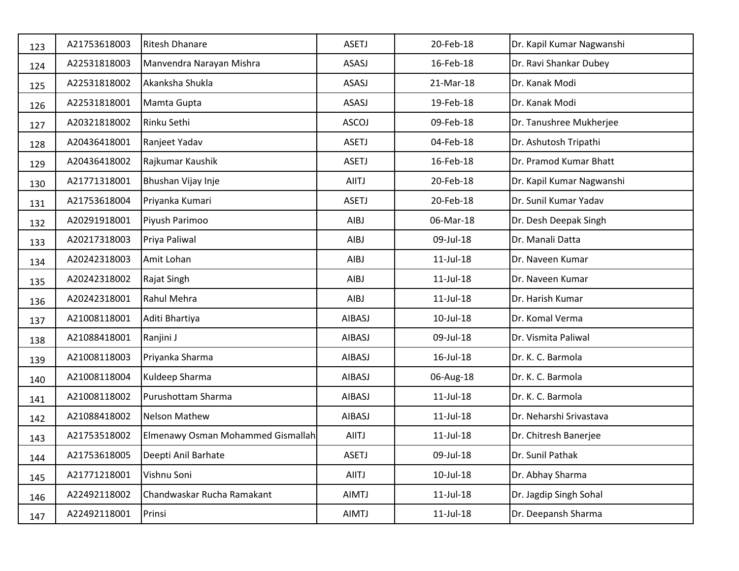| 123 | A21753618003 | Ritesh Dhanare | ASETJ | 20-Feb-18 | Dr. Kapil Kumar Nagwanshi |
|---|---|---|---|---|---|
| 124 | A22531818003 | Manvendra Narayan Mishra | ASASJ | 16-Feb-18 | Dr. Ravi Shankar Dubey |
| 125 | A22531818002 | Akanksha Shukla | ASASJ | 21-Mar-18 | Dr. Kanak Modi |
| 126 | A22531818001 | Mamta Gupta | ASASJ | 19-Feb-18 | Dr. Kanak Modi |
| 127 | A20321818002 | Rinku Sethi | ASCOJ | 09-Feb-18 | Dr. Tanushree Mukherjee |
| 128 | A20436418001 | Ranjeet Yadav | ASETJ | 04-Feb-18 | Dr. Ashutosh Tripathi |
| 129 | A20436418002 | Rajkumar Kaushik | ASETJ | 16-Feb-18 | Dr. Pramod Kumar Bhatt |
| 130 | A21771318001 | Bhushan Vijay Inje | AIITJ | 20-Feb-18 | Dr. Kapil Kumar Nagwanshi |
| 131 | A21753618004 | Priyanka Kumari | ASETJ | 20-Feb-18 | Dr. Sunil Kumar Yadav |
| 132 | A20291918001 | Piyush Parimoo | AIBJ | 06-Mar-18 | Dr. Desh Deepak Singh |
| 133 | A20217318003 | Priya Paliwal | AIBJ | 09-Jul-18 | Dr. Manali Datta |
| 134 | A20242318003 | Amit Lohan | AIBJ | 11-Jul-18 | Dr. Naveen Kumar |
| 135 | A20242318002 | Rajat Singh | AIBJ | 11-Jul-18 | Dr. Naveen Kumar |
| 136 | A20242318001 | Rahul Mehra | AIBJ | 11-Jul-18 | Dr. Harish Kumar |
| 137 | A21008118001 | Aditi Bhartiya | AIBASJ | 10-Jul-18 | Dr. Komal Verma |
| 138 | A21088418001 | Ranjini J | AIBASJ | 09-Jul-18 | Dr. Vismita Paliwal |
| 139 | A21008118003 | Priyanka Sharma | AIBASJ | 16-Jul-18 | Dr. K. C. Barmola |
| 140 | A21008118004 | Kuldeep Sharma | AIBASJ | 06-Aug-18 | Dr. K. C. Barmola |
| 141 | A21008118002 | Purushottam Sharma | AIBASJ | 11-Jul-18 | Dr. K. C. Barmola |
| 142 | A21088418002 | Nelson Mathew | AIBASJ | 11-Jul-18 | Dr. Neharshi Srivastava |
| 143 | A21753518002 | Elmenawy Osman Mohammed Gismallah | AIITJ | 11-Jul-18 | Dr. Chitresh Banerjee |
| 144 | A21753618005 | Deepti Anil Barhate | ASETJ | 09-Jul-18 | Dr. Sunil Pathak |
| 145 | A21771218001 | Vishnu Soni | AIITJ | 10-Jul-18 | Dr. Abhay Sharma |
| 146 | A22492118002 | Chandwaskar Rucha Ramakant | AIMTJ | 11-Jul-18 | Dr. Jagdip Singh Sohal |
| 147 | A22492118001 | Prinsi | AIMTJ | 11-Jul-18 | Dr. Deepansh Sharma |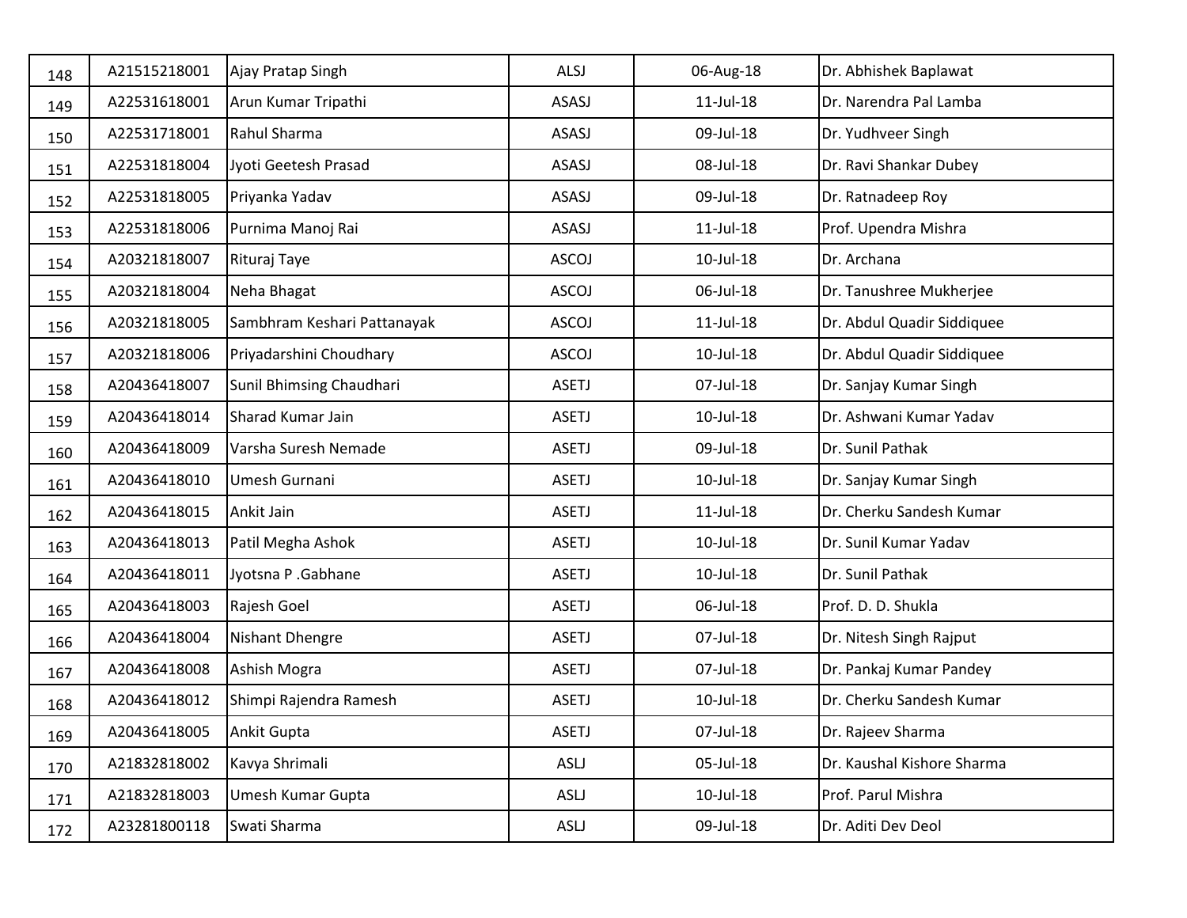| | | | | | |
|---|---|---|---|---|---|
| 148 | A21515218001 | Ajay Pratap Singh | ALSJ | 06-Aug-18 | Dr. Abhishek Baplawat |
| 149 | A22531618001 | Arun Kumar Tripathi | ASASJ | 11-Jul-18 | Dr. Narendra Pal Lamba |
| 150 | A22531718001 | Rahul Sharma | ASASJ | 09-Jul-18 | Dr. Yudhveer Singh |
| 151 | A22531818004 | Jyoti Geetesh Prasad | ASASJ | 08-Jul-18 | Dr. Ravi Shankar Dubey |
| 152 | A22531818005 | Priyanka Yadav | ASASJ | 09-Jul-18 | Dr. Ratnadeep Roy |
| 153 | A22531818006 | Purnima Manoj Rai | ASASJ | 11-Jul-18 | Prof. Upendra Mishra |
| 154 | A20321818007 | Rituraj Taye | ASCOJ | 10-Jul-18 | Dr. Archana |
| 155 | A20321818004 | Neha Bhagat | ASCOJ | 06-Jul-18 | Dr. Tanushree Mukherjee |
| 156 | A20321818005 | Sambhram Keshari Pattanayak | ASCOJ | 11-Jul-18 | Dr. Abdul Quadir Siddiquee |
| 157 | A20321818006 | Priyadarshini Choudhary | ASCOJ | 10-Jul-18 | Dr. Abdul Quadir Siddiquee |
| 158 | A20436418007 | Sunil Bhimsing Chaudhari | ASETJ | 07-Jul-18 | Dr. Sanjay Kumar Singh |
| 159 | A20436418014 | Sharad Kumar Jain | ASETJ | 10-Jul-18 | Dr. Ashwani Kumar Yadav |
| 160 | A20436418009 | Varsha Suresh Nemade | ASETJ | 09-Jul-18 | Dr. Sunil Pathak |
| 161 | A20436418010 | Umesh Gurnani | ASETJ | 10-Jul-18 | Dr. Sanjay Kumar Singh |
| 162 | A20436418015 | Ankit Jain | ASETJ | 11-Jul-18 | Dr. Cherku Sandesh Kumar |
| 163 | A20436418013 | Patil Megha Ashok | ASETJ | 10-Jul-18 | Dr. Sunil Kumar Yadav |
| 164 | A20436418011 | Jyotsna P .Gabhane | ASETJ | 10-Jul-18 | Dr. Sunil Pathak |
| 165 | A20436418003 | Rajesh Goel | ASETJ | 06-Jul-18 | Prof. D. D. Shukla |
| 166 | A20436418004 | Nishant Dhengre | ASETJ | 07-Jul-18 | Dr. Nitesh Singh Rajput |
| 167 | A20436418008 | Ashish Mogra | ASETJ | 07-Jul-18 | Dr. Pankaj Kumar Pandey |
| 168 | A20436418012 | Shimpi Rajendra Ramesh | ASETJ | 10-Jul-18 | Dr. Cherku Sandesh Kumar |
| 169 | A20436418005 | Ankit Gupta | ASETJ | 07-Jul-18 | Dr. Rajeev Sharma |
| 170 | A21832818002 | Kavya Shrimali | ASLJ | 05-Jul-18 | Dr. Kaushal Kishore Sharma |
| 171 | A21832818003 | Umesh Kumar Gupta | ASLJ | 10-Jul-18 | Prof. Parul Mishra |
| 172 | A23281800118 | Swati Sharma | ASLJ | 09-Jul-18 | Dr. Aditi Dev Deol |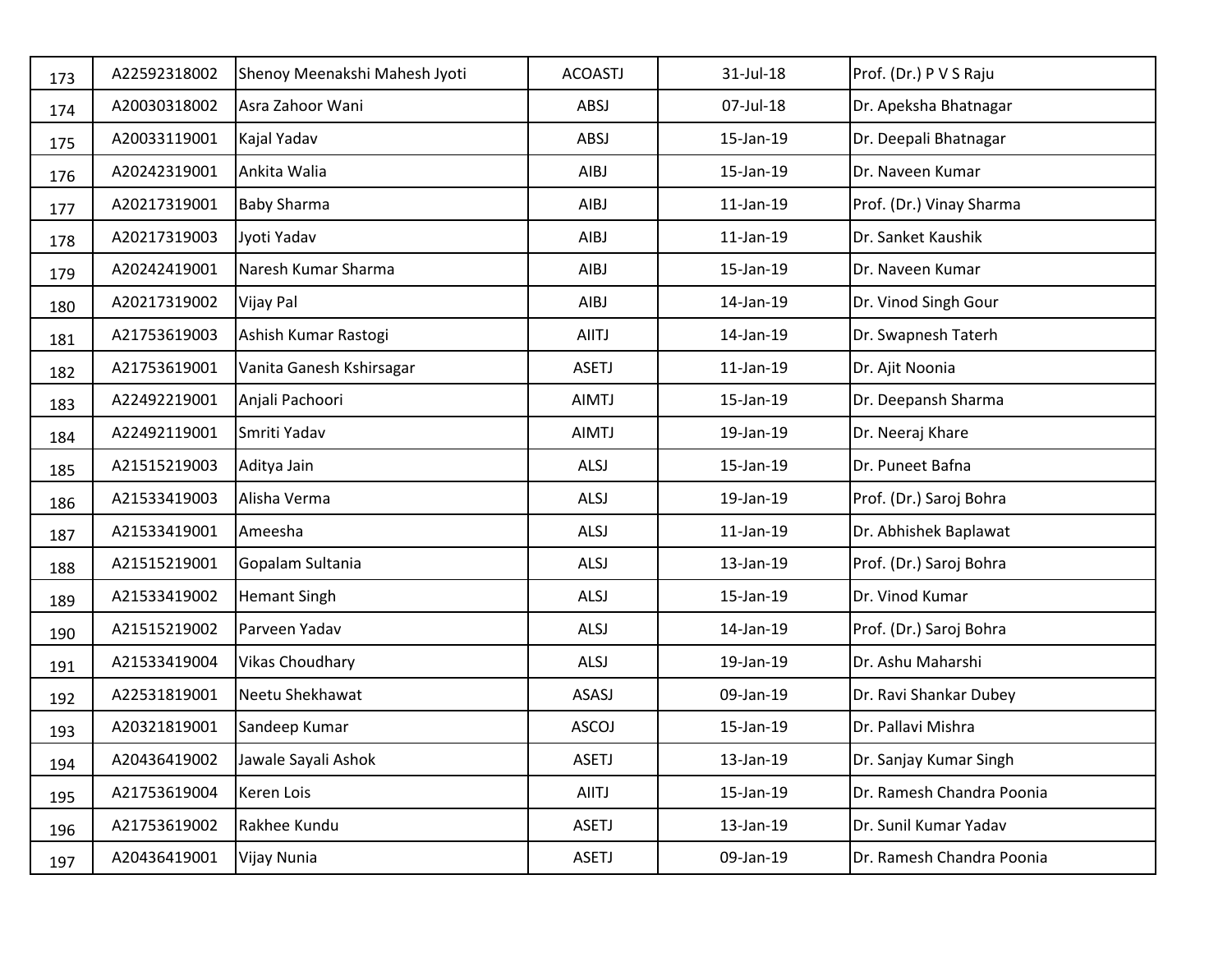| | | | | | |
|---|---|---|---|---|---|
| 173 | A22592318002 | Shenoy Meenakshi Mahesh Jyoti | ACOASTJ | 31-Jul-18 | Prof. (Dr.) P V S Raju |
| 174 | A20030318002 | Asra Zahoor Wani | ABSJ | 07-Jul-18 | Dr. Apeksha Bhatnagar |
| 175 | A20033119001 | Kajal Yadav | ABSJ | 15-Jan-19 | Dr. Deepali Bhatnagar |
| 176 | A20242319001 | Ankita Walia | AIBJ | 15-Jan-19 | Dr. Naveen Kumar |
| 177 | A20217319001 | Baby Sharma | AIBJ | 11-Jan-19 | Prof. (Dr.) Vinay Sharma |
| 178 | A20217319003 | Jyoti Yadav | AIBJ | 11-Jan-19 | Dr. Sanket Kaushik |
| 179 | A20242419001 | Naresh Kumar Sharma | AIBJ | 15-Jan-19 | Dr. Naveen Kumar |
| 180 | A20217319002 | Vijay Pal | AIBJ | 14-Jan-19 | Dr. Vinod Singh Gour |
| 181 | A21753619003 | Ashish Kumar Rastogi | AIITJ | 14-Jan-19 | Dr. Swapnesh Taterh |
| 182 | A21753619001 | Vanita Ganesh Kshirsagar | ASETJ | 11-Jan-19 | Dr. Ajit Noonia |
| 183 | A22492219001 | Anjali Pachoori | AIMTJ | 15-Jan-19 | Dr. Deepansh Sharma |
| 184 | A22492119001 | Smriti Yadav | AIMTJ | 19-Jan-19 | Dr. Neeraj Khare |
| 185 | A21515219003 | Aditya Jain | ALSJ | 15-Jan-19 | Dr. Puneet Bafna |
| 186 | A21533419003 | Alisha Verma | ALSJ | 19-Jan-19 | Prof. (Dr.) Saroj Bohra |
| 187 | A21533419001 | Ameesha | ALSJ | 11-Jan-19 | Dr. Abhishek Baplawat |
| 188 | A21515219001 | Gopalam Sultania | ALSJ | 13-Jan-19 | Prof. (Dr.) Saroj Bohra |
| 189 | A21533419002 | Hemant Singh | ALSJ | 15-Jan-19 | Dr. Vinod Kumar |
| 190 | A21515219002 | Parveen Yadav | ALSJ | 14-Jan-19 | Prof. (Dr.) Saroj Bohra |
| 191 | A21533419004 | Vikas Choudhary | ALSJ | 19-Jan-19 | Dr. Ashu Maharshi |
| 192 | A22531819001 | Neetu Shekhawat | ASASJ | 09-Jan-19 | Dr. Ravi Shankar Dubey |
| 193 | A20321819001 | Sandeep Kumar | ASCOJ | 15-Jan-19 | Dr. Pallavi Mishra |
| 194 | A20436419002 | Jawale Sayali Ashok | ASETJ | 13-Jan-19 | Dr. Sanjay Kumar Singh |
| 195 | A21753619004 | Keren Lois | AIITJ | 15-Jan-19 | Dr. Ramesh Chandra Poonia |
| 196 | A21753619002 | Rakhee Kundu | ASETJ | 13-Jan-19 | Dr. Sunil Kumar Yadav |
| 197 | A20436419001 | Vijay Nunia | ASETJ | 09-Jan-19 | Dr. Ramesh Chandra Poonia |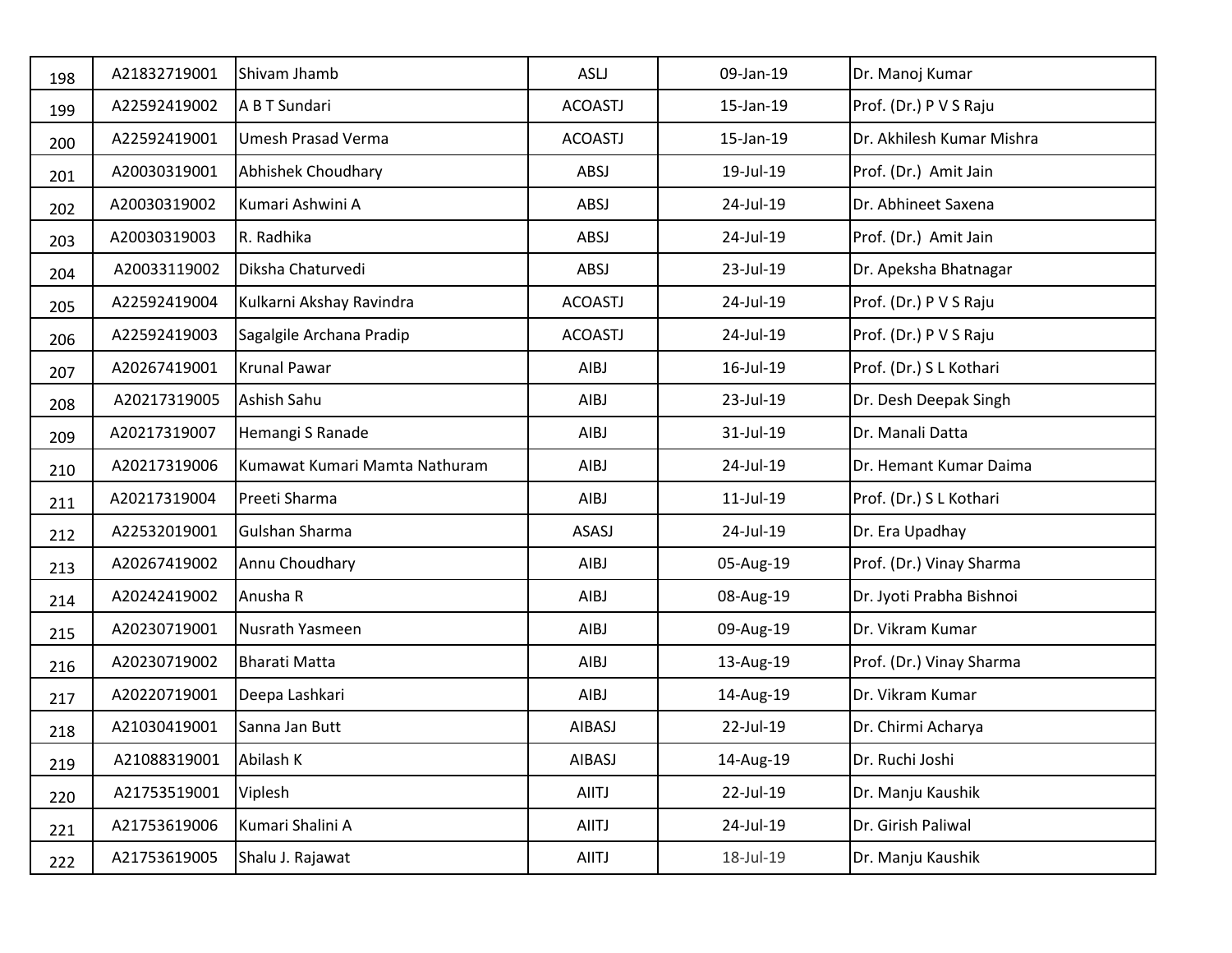| | | | | | |
|---|---|---|---|---|---|
| 198 | A21832719001 | Shivam Jhamb | ASLJ | 09-Jan-19 | Dr. Manoj Kumar |
| 199 | A22592419002 | A B T Sundari | ACOASTJ | 15-Jan-19 | Prof. (Dr.) P V S Raju |
| 200 | A22592419001 | Umesh Prasad Verma | ACOASTJ | 15-Jan-19 | Dr. Akhilesh Kumar Mishra |
| 201 | A20030319001 | Abhishek Choudhary | ABSJ | 19-Jul-19 | Prof. (Dr.) Amit Jain |
| 202 | A20030319002 | Kumari Ashwini A | ABSJ | 24-Jul-19 | Dr. Abhineet Saxena |
| 203 | A20030319003 | R. Radhika | ABSJ | 24-Jul-19 | Prof. (Dr.) Amit Jain |
| 204 | A20033119002 | Diksha Chaturvedi | ABSJ | 23-Jul-19 | Dr. Apeksha Bhatnagar |
| 205 | A22592419004 | Kulkarni Akshay Ravindra | ACOASTJ | 24-Jul-19 | Prof. (Dr.) P V S Raju |
| 206 | A22592419003 | Sagalgile Archana Pradip | ACOASTJ | 24-Jul-19 | Prof. (Dr.) P V S Raju |
| 207 | A20267419001 | Krunal Pawar | AIBJ | 16-Jul-19 | Prof. (Dr.) S L Kothari |
| 208 | A20217319005 | Ashish Sahu | AIBJ | 23-Jul-19 | Dr. Desh Deepak Singh |
| 209 | A20217319007 | Hemangi S Ranade | AIBJ | 31-Jul-19 | Dr. Manali Datta |
| 210 | A20217319006 | Kumawat Kumari Mamta Nathuram | AIBJ | 24-Jul-19 | Dr. Hemant Kumar Daima |
| 211 | A20217319004 | Preeti Sharma | AIBJ | 11-Jul-19 | Prof. (Dr.) S L Kothari |
| 212 | A22532019001 | Gulshan Sharma | ASASJ | 24-Jul-19 | Dr. Era Upadhay |
| 213 | A20267419002 | Annu Choudhary | AIBJ | 05-Aug-19 | Prof. (Dr.) Vinay Sharma |
| 214 | A20242419002 | Anusha R | AIBJ | 08-Aug-19 | Dr. Jyoti Prabha Bishnoi |
| 215 | A20230719001 | Nusrath Yasmeen | AIBJ | 09-Aug-19 | Dr. Vikram Kumar |
| 216 | A20230719002 | Bharati Matta | AIBJ | 13-Aug-19 | Prof. (Dr.) Vinay Sharma |
| 217 | A20220719001 | Deepa Lashkari | AIBJ | 14-Aug-19 | Dr. Vikram Kumar |
| 218 | A21030419001 | Sanna Jan Butt | AIBASJ | 22-Jul-19 | Dr. Chirmi Acharya |
| 219 | A21088319001 | Abilash K | AIBASJ | 14-Aug-19 | Dr. Ruchi Joshi |
| 220 | A21753519001 | Viplesh | AIITJ | 22-Jul-19 | Dr. Manju Kaushik |
| 221 | A21753619006 | Kumari Shalini A | AIITJ | 24-Jul-19 | Dr. Girish Paliwal |
| 222 | A21753619005 | Shalu J. Rajawat | AIITJ | 18-Jul-19 | Dr. Manju Kaushik |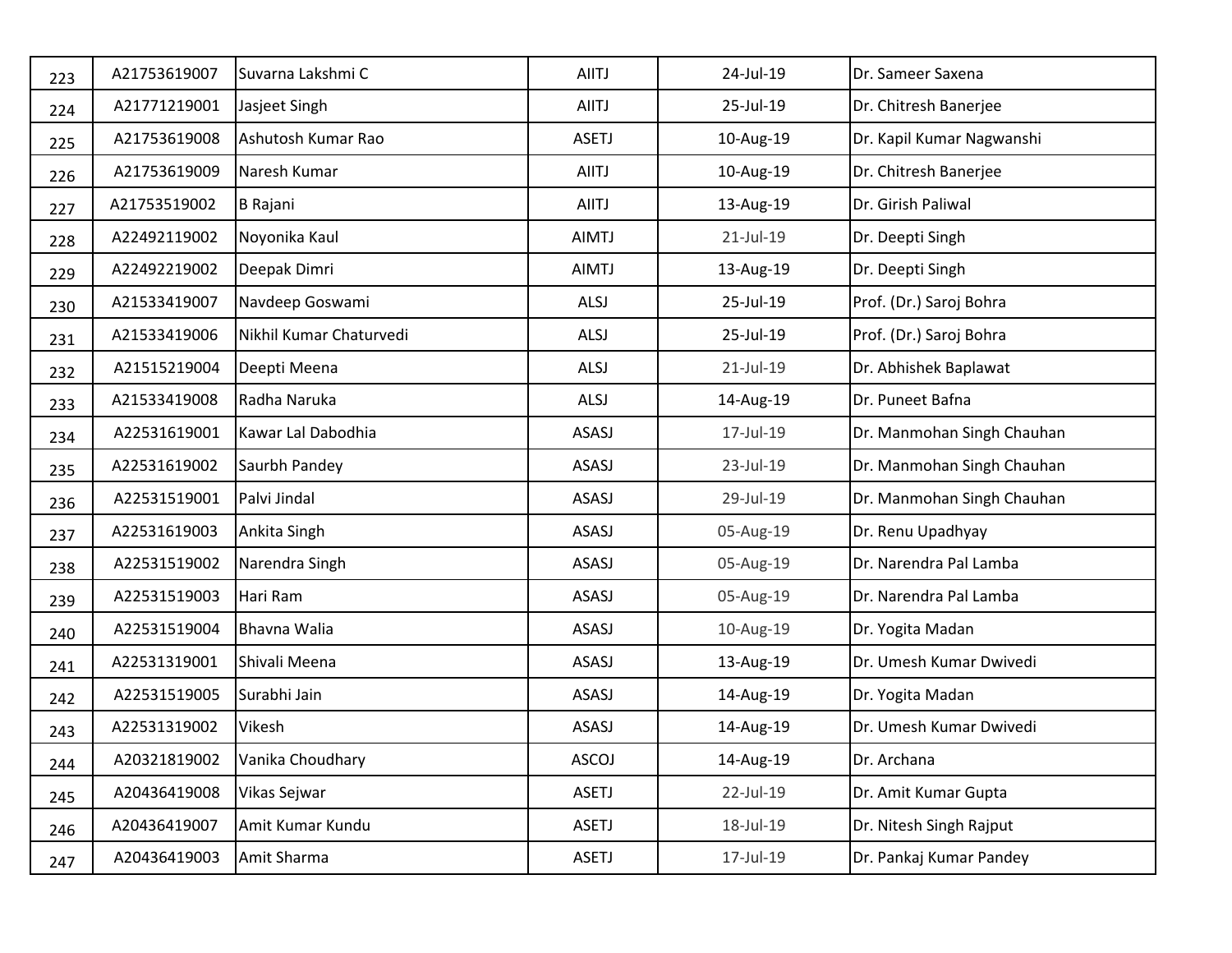| 223 | A21753619007 | Suvarna Lakshmi C | AIITJ | 24-Jul-19 | Dr. Sameer Saxena |
|---|---|---|---|---|---|
| 224 | A21771219001 | Jasjeet Singh | AIITJ | 25-Jul-19 | Dr. Chitresh Banerjee |
| 225 | A21753619008 | Ashutosh Kumar Rao | ASETJ | 10-Aug-19 | Dr. Kapil Kumar Nagwanshi |
| 226 | A21753619009 | Naresh Kumar | AIITJ | 10-Aug-19 | Dr. Chitresh Banerjee |
| 227 | A21753519002 | B Rajani | AIITJ | 13-Aug-19 | Dr. Girish Paliwal |
| 228 | A22492119002 | Noyonika Kaul | AIMTJ | 21-Jul-19 | Dr. Deepti Singh |
| 229 | A22492219002 | Deepak Dimri | AIMTJ | 13-Aug-19 | Dr. Deepti Singh |
| 230 | A21533419007 | Navdeep Goswami | ALSJ | 25-Jul-19 | Prof. (Dr.) Saroj Bohra |
| 231 | A21533419006 | Nikhil Kumar Chaturvedi | ALSJ | 25-Jul-19 | Prof. (Dr.) Saroj Bohra |
| 232 | A21515219004 | Deepti Meena | ALSJ | 21-Jul-19 | Dr. Abhishek Baplawat |
| 233 | A21533419008 | Radha Naruka | ALSJ | 14-Aug-19 | Dr. Puneet Bafna |
| 234 | A22531619001 | Kawar Lal Dabodhia | ASASJ | 17-Jul-19 | Dr. Manmohan Singh Chauhan |
| 235 | A22531619002 | Saurbh Pandey | ASASJ | 23-Jul-19 | Dr. Manmohan Singh Chauhan |
| 236 | A22531519001 | Palvi Jindal | ASASJ | 29-Jul-19 | Dr. Manmohan Singh Chauhan |
| 237 | A22531619003 | Ankita Singh | ASASJ | 05-Aug-19 | Dr. Renu Upadhyay |
| 238 | A22531519002 | Narendra Singh | ASASJ | 05-Aug-19 | Dr. Narendra Pal Lamba |
| 239 | A22531519003 | Hari Ram | ASASJ | 05-Aug-19 | Dr. Narendra Pal Lamba |
| 240 | A22531519004 | Bhavna Walia | ASASJ | 10-Aug-19 | Dr. Yogita Madan |
| 241 | A22531319001 | Shivali Meena | ASASJ | 13-Aug-19 | Dr. Umesh Kumar Dwivedi |
| 242 | A22531519005 | Surabhi Jain | ASASJ | 14-Aug-19 | Dr. Yogita Madan |
| 243 | A22531319002 | Vikesh | ASASJ | 14-Aug-19 | Dr. Umesh Kumar Dwivedi |
| 244 | A20321819002 | Vanika Choudhary | ASCOJ | 14-Aug-19 | Dr. Archana |
| 245 | A20436419008 | Vikas Sejwar | ASETJ | 22-Jul-19 | Dr. Amit Kumar Gupta |
| 246 | A20436419007 | Amit Kumar Kundu | ASETJ | 18-Jul-19 | Dr. Nitesh Singh Rajput |
| 247 | A20436419003 | Amit Sharma | ASETJ | 17-Jul-19 | Dr. Pankaj Kumar Pandey |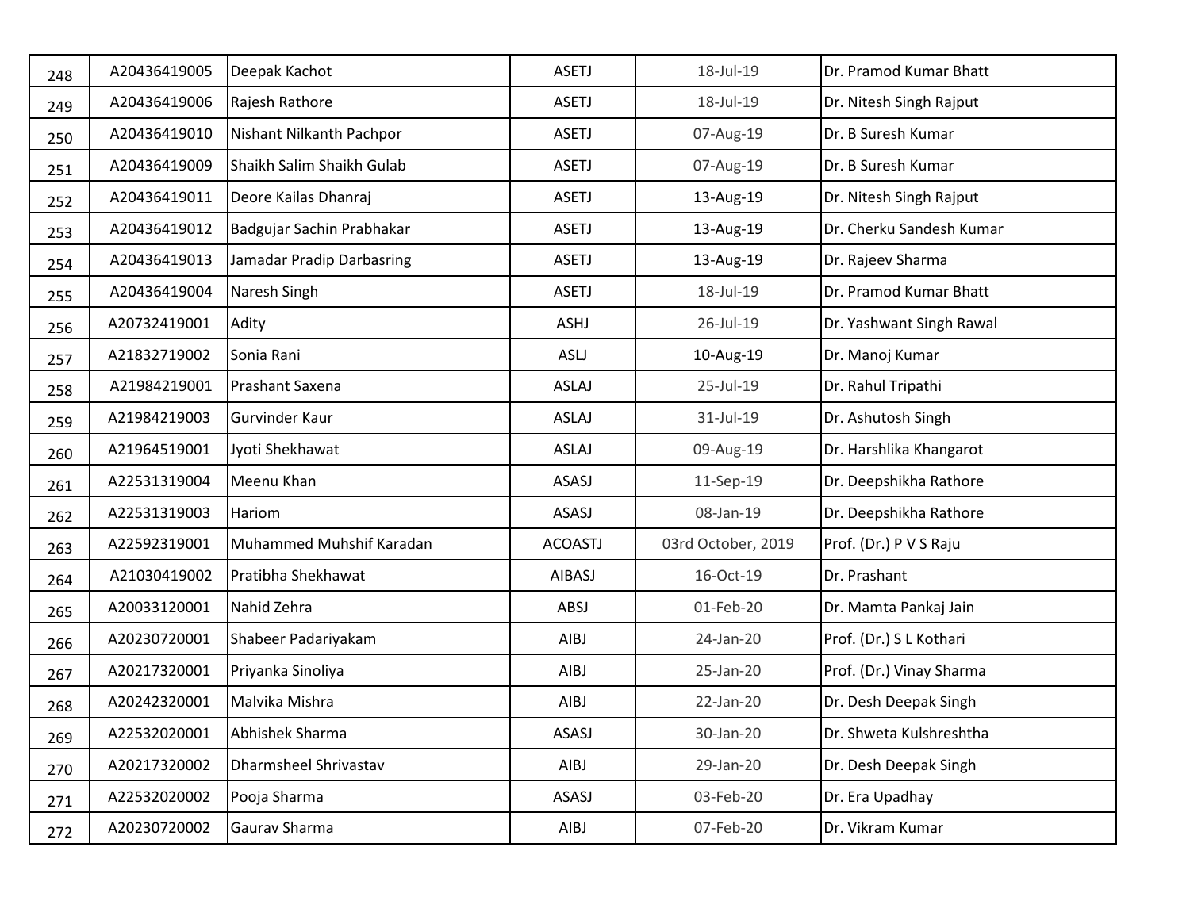| | | | | | |
|---|---|---|---|---|---|
| 248 | A20436419005 | Deepak Kachot | ASETJ | 18-Jul-19 | Dr. Pramod Kumar Bhatt |
| 249 | A20436419006 | Rajesh Rathore | ASETJ | 18-Jul-19 | Dr. Nitesh Singh Rajput |
| 250 | A20436419010 | Nishant Nilkanth Pachpor | ASETJ | 07-Aug-19 | Dr. B Suresh Kumar |
| 251 | A20436419009 | Shaikh Salim Shaikh Gulab | ASETJ | 07-Aug-19 | Dr. B Suresh Kumar |
| 252 | A20436419011 | Deore Kailas Dhanraj | ASETJ | 13-Aug-19 | Dr. Nitesh Singh Rajput |
| 253 | A20436419012 | Badgujar Sachin Prabhakar | ASETJ | 13-Aug-19 | Dr. Cherku Sandesh Kumar |
| 254 | A20436419013 | Jamadar Pradip Darbasring | ASETJ | 13-Aug-19 | Dr. Rajeev Sharma |
| 255 | A20436419004 | Naresh Singh | ASETJ | 18-Jul-19 | Dr. Pramod Kumar Bhatt |
| 256 | A20732419001 | Adity | ASHJ | 26-Jul-19 | Dr. Yashwant Singh Rawal |
| 257 | A21832719002 | Sonia Rani | ASLJ | 10-Aug-19 | Dr. Manoj Kumar |
| 258 | A21984219001 | Prashant Saxena | ASLAJ | 25-Jul-19 | Dr. Rahul Tripathi |
| 259 | A21984219003 | Gurvinder Kaur | ASLAJ | 31-Jul-19 | Dr. Ashutosh Singh |
| 260 | A21964519001 | Jyoti Shekhawat | ASLAJ | 09-Aug-19 | Dr. Harshlika Khangarot |
| 261 | A22531319004 | Meenu Khan | ASASJ | 11-Sep-19 | Dr. Deepshikha Rathore |
| 262 | A22531319003 | Hariom | ASASJ | 08-Jan-19 | Dr. Deepshikha Rathore |
| 263 | A22592319001 | Muhammed Muhshif Karadan | ACOASTJ | 03rd October, 2019 | Prof. (Dr.) P V S Raju |
| 264 | A21030419002 | Pratibha Shekhawat | AIBASJ | 16-Oct-19 | Dr. Prashant |
| 265 | A20033120001 | Nahid Zehra | ABSJ | 01-Feb-20 | Dr. Mamta Pankaj Jain |
| 266 | A20230720001 | Shabeer Padariyakam | AIBJ | 24-Jan-20 | Prof. (Dr.) S L Kothari |
| 267 | A20217320001 | Priyanka Sinoliya | AIBJ | 25-Jan-20 | Prof. (Dr.) Vinay Sharma |
| 268 | A20242320001 | Malvika Mishra | AIBJ | 22-Jan-20 | Dr. Desh Deepak Singh |
| 269 | A22532020001 | Abhishek Sharma | ASASJ | 30-Jan-20 | Dr. Shweta Kulshreshtha |
| 270 | A20217320002 | Dharmsheel Shrivastav | AIBJ | 29-Jan-20 | Dr. Desh Deepak Singh |
| 271 | A22532020002 | Pooja Sharma | ASASJ | 03-Feb-20 | Dr. Era Upadhay |
| 272 | A20230720002 | Gaurav Sharma | AIBJ | 07-Feb-20 | Dr. Vikram Kumar |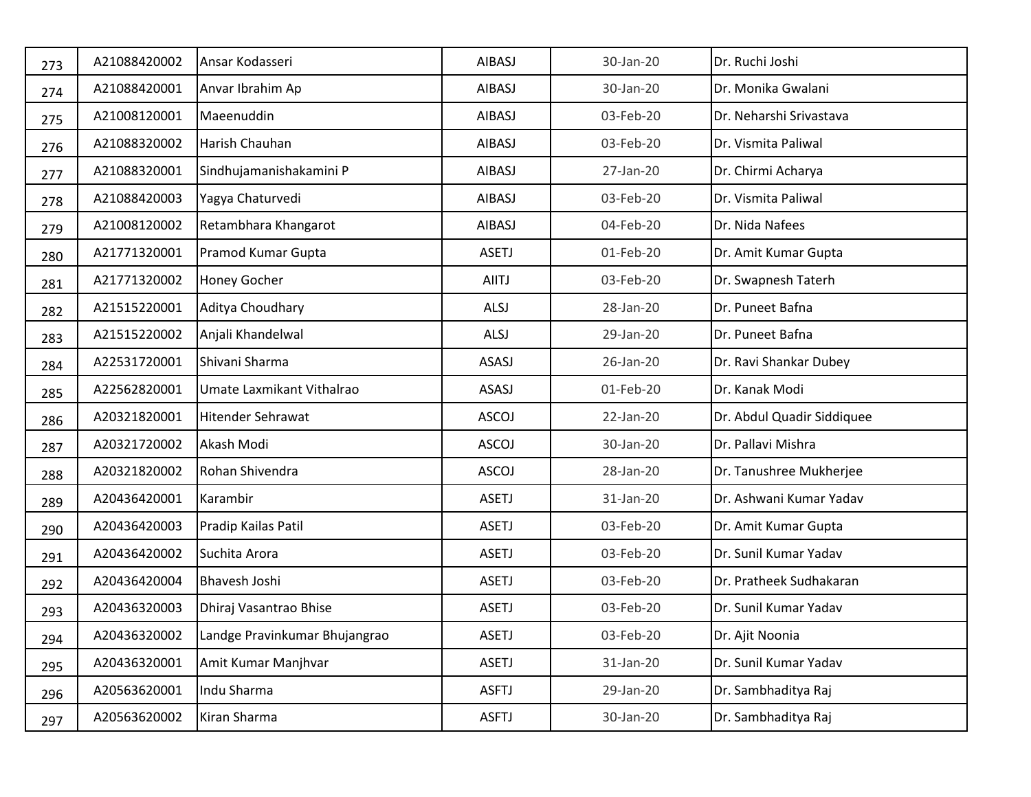| | | | | | |
|---|---|---|---|---|---|
| 273 | A21088420002 | Ansar Kodasseri | AIBASJ | 30-Jan-20 | Dr. Ruchi Joshi |
| 274 | A21088420001 | Anvar Ibrahim Ap | AIBASJ | 30-Jan-20 | Dr. Monika Gwalani |
| 275 | A21008120001 | Maeenuddin | AIBASJ | 03-Feb-20 | Dr. Neharshi Srivastava |
| 276 | A21088320002 | Harish Chauhan | AIBASJ | 03-Feb-20 | Dr. Vismita Paliwal |
| 277 | A21088320001 | Sindhujamanishakamini P | AIBASJ | 27-Jan-20 | Dr. Chirmi Acharya |
| 278 | A21088420003 | Yagya Chaturvedi | AIBASJ | 03-Feb-20 | Dr. Vismita Paliwal |
| 279 | A21008120002 | Retambhara Khangarot | AIBASJ | 04-Feb-20 | Dr. Nida Nafees |
| 280 | A21771320001 | Pramod Kumar Gupta | ASETJ | 01-Feb-20 | Dr. Amit Kumar Gupta |
| 281 | A21771320002 | Honey Gocher | AIITJ | 03-Feb-20 | Dr. Swapnesh Taterh |
| 282 | A21515220001 | Aditya Choudhary | ALSJ | 28-Jan-20 | Dr. Puneet Bafna |
| 283 | A21515220002 | Anjali Khandelwal | ALSJ | 29-Jan-20 | Dr. Puneet Bafna |
| 284 | A22531720001 | Shivani Sharma | ASASJ | 26-Jan-20 | Dr. Ravi Shankar Dubey |
| 285 | A22562820001 | Umate Laxmikant Vithalrao | ASASJ | 01-Feb-20 | Dr. Kanak Modi |
| 286 | A20321820001 | Hitender Sehrawat | ASCOJ | 22-Jan-20 | Dr. Abdul Quadir Siddiquee |
| 287 | A20321720002 | Akash Modi | ASCOJ | 30-Jan-20 | Dr. Pallavi Mishra |
| 288 | A20321820002 | Rohan Shivendra | ASCOJ | 28-Jan-20 | Dr. Tanushree Mukherjee |
| 289 | A20436420001 | Karambir | ASETJ | 31-Jan-20 | Dr. Ashwani Kumar Yadav |
| 290 | A20436420003 | Pradip Kailas Patil | ASETJ | 03-Feb-20 | Dr. Amit Kumar Gupta |
| 291 | A20436420002 | Suchita Arora | ASETJ | 03-Feb-20 | Dr. Sunil Kumar Yadav |
| 292 | A20436420004 | Bhavesh Joshi | ASETJ | 03-Feb-20 | Dr. Pratheek Sudhakaran |
| 293 | A20436320003 | Dhiraj Vasantrao Bhise | ASETJ | 03-Feb-20 | Dr. Sunil Kumar Yadav |
| 294 | A20436320002 | Landge Pravinkumar Bhujangrao | ASETJ | 03-Feb-20 | Dr. Ajit Noonia |
| 295 | A20436320001 | Amit Kumar Manjhvar | ASETJ | 31-Jan-20 | Dr. Sunil Kumar Yadav |
| 296 | A20563620001 | Indu Sharma | ASFTJ | 29-Jan-20 | Dr. Sambhaditya Raj |
| 297 | A20563620002 | Kiran Sharma | ASFTJ | 30-Jan-20 | Dr. Sambhaditya Raj |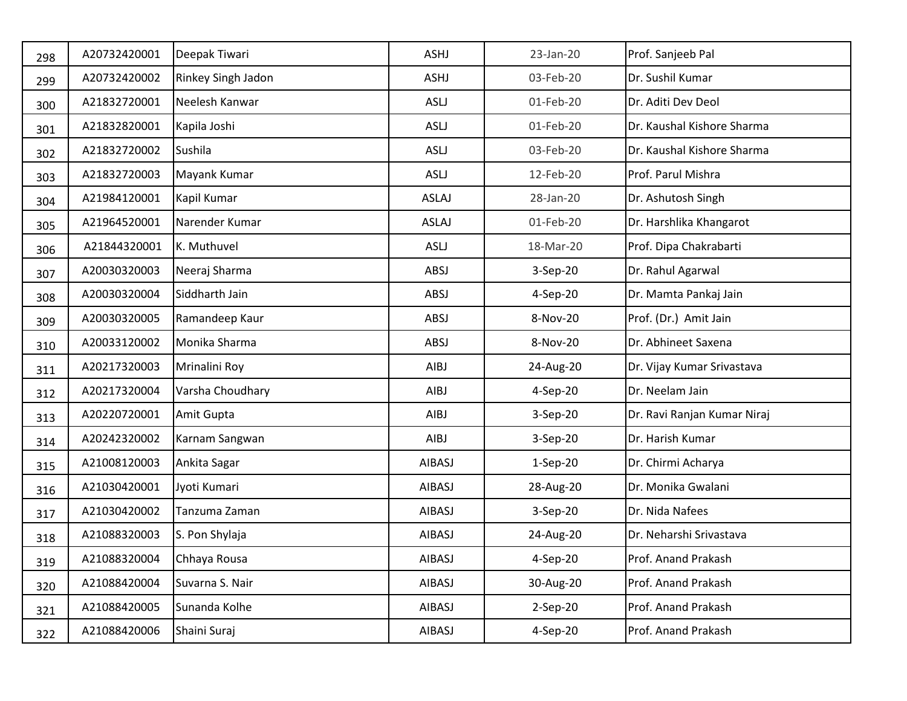| | | | | | |
|---|---|---|---|---|---|
| 298 | A20732420001 | Deepak Tiwari | ASHJ | 23-Jan-20 | Prof. Sanjeeb Pal |
| 299 | A20732420002 | Rinkey Singh Jadon | ASHJ | 03-Feb-20 | Dr. Sushil Kumar |
| 300 | A21832720001 | Neelesh Kanwar | ASLJ | 01-Feb-20 | Dr. Aditi Dev Deol |
| 301 | A21832820001 | Kapila Joshi | ASLJ | 01-Feb-20 | Dr. Kaushal Kishore Sharma |
| 302 | A21832720002 | Sushila | ASLJ | 03-Feb-20 | Dr. Kaushal Kishore Sharma |
| 303 | A21832720003 | Mayank Kumar | ASLJ | 12-Feb-20 | Prof. Parul Mishra |
| 304 | A21984120001 | Kapil Kumar | ASLAJ | 28-Jan-20 | Dr. Ashutosh Singh |
| 305 | A21964520001 | Narender Kumar | ASLAJ | 01-Feb-20 | Dr. Harshlika Khangarot |
| 306 | A21844320001 | K. Muthuvel | ASLJ | 18-Mar-20 | Prof. Dipa Chakrabarti |
| 307 | A20030320003 | Neeraj Sharma | ABSJ | 3-Sep-20 | Dr. Rahul Agarwal |
| 308 | A20030320004 | Siddharth Jain | ABSJ | 4-Sep-20 | Dr. Mamta Pankaj Jain |
| 309 | A20030320005 | Ramandeep Kaur | ABSJ | 8-Nov-20 | Prof. (Dr.) Amit Jain |
| 310 | A20033120002 | Monika Sharma | ABSJ | 8-Nov-20 | Dr. Abhineet Saxena |
| 311 | A20217320003 | Mrinalini Roy | AIBJ | 24-Aug-20 | Dr. Vijay Kumar Srivastava |
| 312 | A20217320004 | Varsha Choudhary | AIBJ | 4-Sep-20 | Dr. Neelam Jain |
| 313 | A20220720001 | Amit Gupta | AIBJ | 3-Sep-20 | Dr. Ravi Ranjan Kumar Niraj |
| 314 | A20242320002 | Karnam Sangwan | AIBJ | 3-Sep-20 | Dr. Harish Kumar |
| 315 | A21008120003 | Ankita Sagar | AIBASJ | 1-Sep-20 | Dr. Chirmi Acharya |
| 316 | A21030420001 | Jyoti Kumari | AIBASJ | 28-Aug-20 | Dr. Monika Gwalani |
| 317 | A21030420002 | Tanzuma Zaman | AIBASJ | 3-Sep-20 | Dr. Nida Nafees |
| 318 | A21088320003 | S. Pon Shylaja | AIBASJ | 24-Aug-20 | Dr. Neharshi Srivastava |
| 319 | A21088320004 | Chhaya Rousa | AIBASJ | 4-Sep-20 | Prof. Anand Prakash |
| 320 | A21088420004 | Suvarna S. Nair | AIBASJ | 30-Aug-20 | Prof. Anand Prakash |
| 321 | A21088420005 | Sunanda Kolhe | AIBASJ | 2-Sep-20 | Prof. Anand Prakash |
| 322 | A21088420006 | Shaini Suraj | AIBASJ | 4-Sep-20 | Prof. Anand Prakash |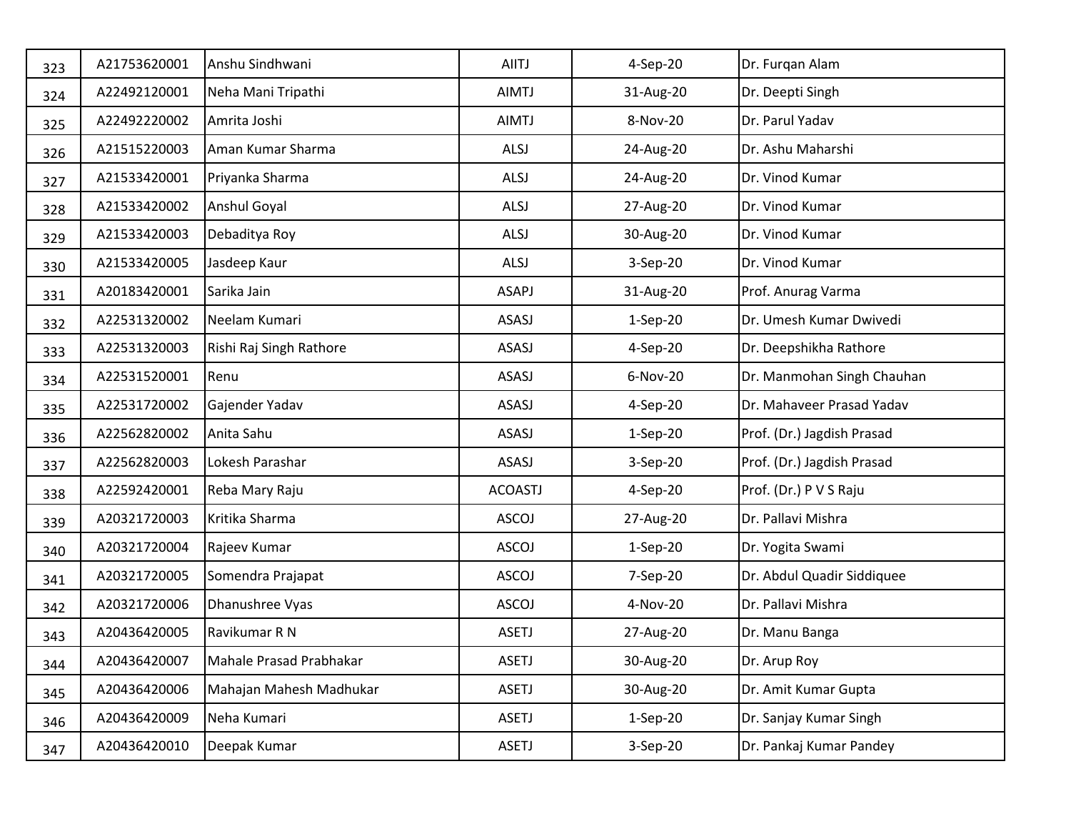| | | | | | |
|---|---|---|---|---|---|
| 323 | A21753620001 | Anshu Sindhwani | AIITJ | 4-Sep-20 | Dr. Furqan Alam |
| 324 | A22492120001 | Neha Mani Tripathi | AIMTJ | 31-Aug-20 | Dr. Deepti Singh |
| 325 | A22492220002 | Amrita Joshi | AIMTJ | 8-Nov-20 | Dr. Parul Yadav |
| 326 | A21515220003 | Aman Kumar Sharma | ALSJ | 24-Aug-20 | Dr. Ashu Maharshi |
| 327 | A21533420001 | Priyanka Sharma | ALSJ | 24-Aug-20 | Dr. Vinod Kumar |
| 328 | A21533420002 | Anshul Goyal | ALSJ | 27-Aug-20 | Dr. Vinod Kumar |
| 329 | A21533420003 | Debaditya Roy | ALSJ | 30-Aug-20 | Dr. Vinod Kumar |
| 330 | A21533420005 | Jasdeep Kaur | ALSJ | 3-Sep-20 | Dr. Vinod Kumar |
| 331 | A20183420001 | Sarika Jain | ASAPJ | 31-Aug-20 | Prof. Anurag Varma |
| 332 | A22531320002 | Neelam Kumari | ASASJ | 1-Sep-20 | Dr. Umesh Kumar Dwivedi |
| 333 | A22531320003 | Rishi Raj Singh Rathore | ASASJ | 4-Sep-20 | Dr. Deepshikha Rathore |
| 334 | A22531520001 | Renu | ASASJ | 6-Nov-20 | Dr. Manmohan Singh Chauhan |
| 335 | A22531720002 | Gajender Yadav | ASASJ | 4-Sep-20 | Dr. Mahaveer Prasad Yadav |
| 336 | A22562820002 | Anita Sahu | ASASJ | 1-Sep-20 | Prof. (Dr.) Jagdish Prasad |
| 337 | A22562820003 | Lokesh Parashar | ASASJ | 3-Sep-20 | Prof. (Dr.) Jagdish Prasad |
| 338 | A22592420001 | Reba Mary Raju | ACOASTJ | 4-Sep-20 | Prof. (Dr.) P V S Raju |
| 339 | A20321720003 | Kritika Sharma | ASCOJ | 27-Aug-20 | Dr. Pallavi Mishra |
| 340 | A20321720004 | Rajeev Kumar | ASCOJ | 1-Sep-20 | Dr. Yogita Swami |
| 341 | A20321720005 | Somendra Prajapat | ASCOJ | 7-Sep-20 | Dr. Abdul Quadir Siddiquee |
| 342 | A20321720006 | Dhanushree Vyas | ASCOJ | 4-Nov-20 | Dr. Pallavi Mishra |
| 343 | A20436420005 | Ravikumar R N | ASETJ | 27-Aug-20 | Dr. Manu Banga |
| 344 | A20436420007 | Mahale Prasad Prabhakar | ASETJ | 30-Aug-20 | Dr. Arup Roy |
| 345 | A20436420006 | Mahajan Mahesh Madhukar | ASETJ | 30-Aug-20 | Dr. Amit Kumar Gupta |
| 346 | A20436420009 | Neha Kumari | ASETJ | 1-Sep-20 | Dr. Sanjay Kumar Singh |
| 347 | A20436420010 | Deepak Kumar | ASETJ | 3-Sep-20 | Dr. Pankaj Kumar Pandey |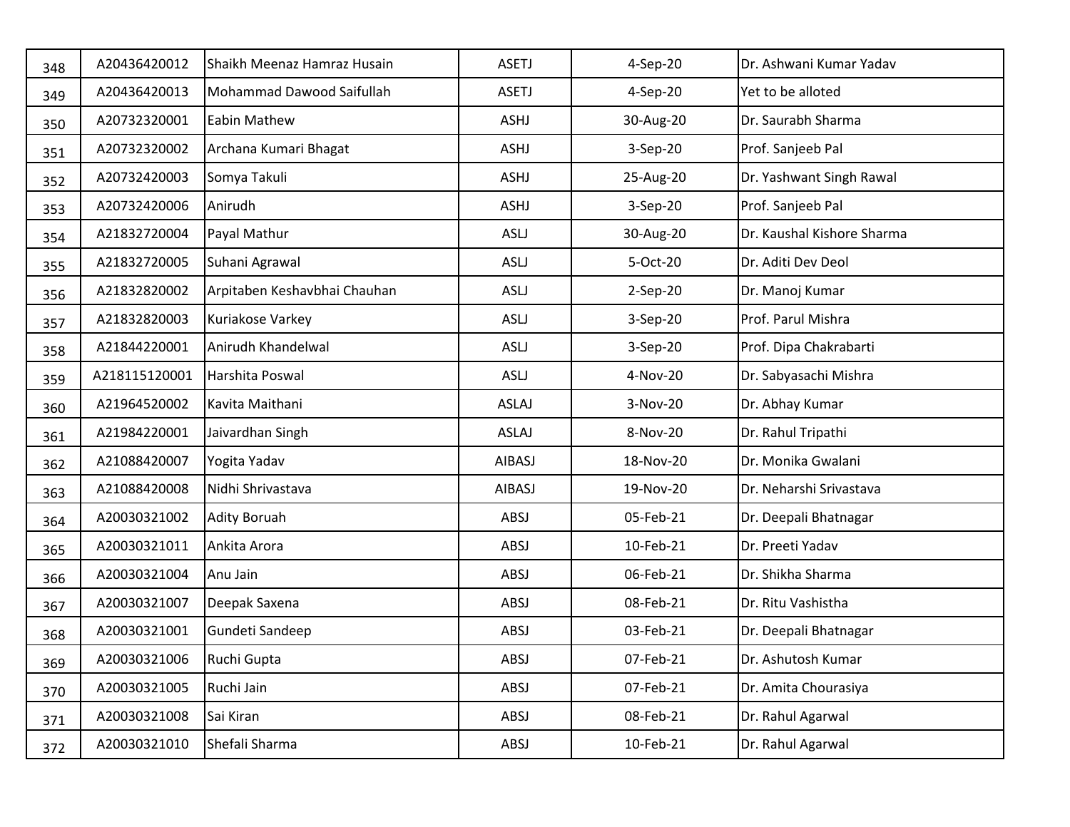| | | | | | |
|---|---|---|---|---|---|
| 348 | A20436420012 | Shaikh Meenaz Hamraz Husain | ASETJ | 4-Sep-20 | Dr. Ashwani Kumar Yadav |
| 349 | A20436420013 | Mohammad Dawood Saifullah | ASETJ | 4-Sep-20 | Yet to be alloted |
| 350 | A20732320001 | Eabin Mathew | ASHJ | 30-Aug-20 | Dr. Saurabh Sharma |
| 351 | A20732320002 | Archana Kumari Bhagat | ASHJ | 3-Sep-20 | Prof. Sanjeeb Pal |
| 352 | A20732420003 | Somya Takuli | ASHJ | 25-Aug-20 | Dr. Yashwant Singh Rawal |
| 353 | A20732420006 | Anirudh | ASHJ | 3-Sep-20 | Prof. Sanjeeb Pal |
| 354 | A21832720004 | Payal Mathur | ASLJ | 30-Aug-20 | Dr. Kaushal Kishore Sharma |
| 355 | A21832720005 | Suhani Agrawal | ASLJ | 5-Oct-20 | Dr. Aditi Dev Deol |
| 356 | A21832820002 | Arpitaben Keshavbhai Chauhan | ASLJ | 2-Sep-20 | Dr. Manoj Kumar |
| 357 | A21832820003 | Kuriakose Varkey | ASLJ | 3-Sep-20 | Prof. Parul Mishra |
| 358 | A21844220001 | Anirudh Khandelwal | ASLJ | 3-Sep-20 | Prof. Dipa Chakrabarti |
| 359 | A218115120001 | Harshita Poswal | ASLJ | 4-Nov-20 | Dr. Sabyasachi Mishra |
| 360 | A21964520002 | Kavita Maithani | ASLAJ | 3-Nov-20 | Dr. Abhay Kumar |
| 361 | A21984220001 | Jaivardhan Singh | ASLAJ | 8-Nov-20 | Dr. Rahul Tripathi |
| 362 | A21088420007 | Yogita Yadav | AIBASJ | 18-Nov-20 | Dr. Monika Gwalani |
| 363 | A21088420008 | Nidhi Shrivastava | AIBASJ | 19-Nov-20 | Dr. Neharshi Srivastava |
| 364 | A20030321002 | Adity Boruah | ABSJ | 05-Feb-21 | Dr. Deepali Bhatnagar |
| 365 | A20030321011 | Ankita Arora | ABSJ | 10-Feb-21 | Dr. Preeti Yadav |
| 366 | A20030321004 | Anu Jain | ABSJ | 06-Feb-21 | Dr. Shikha Sharma |
| 367 | A20030321007 | Deepak Saxena | ABSJ | 08-Feb-21 | Dr. Ritu Vashistha |
| 368 | A20030321001 | Gundeti Sandeep | ABSJ | 03-Feb-21 | Dr. Deepali Bhatnagar |
| 369 | A20030321006 | Ruchi Gupta | ABSJ | 07-Feb-21 | Dr. Ashutosh Kumar |
| 370 | A20030321005 | Ruchi Jain | ABSJ | 07-Feb-21 | Dr. Amita Chourasiya |
| 371 | A20030321008 | Sai Kiran | ABSJ | 08-Feb-21 | Dr. Rahul Agarwal |
| 372 | A20030321010 | Shefali Sharma | ABSJ | 10-Feb-21 | Dr. Rahul Agarwal |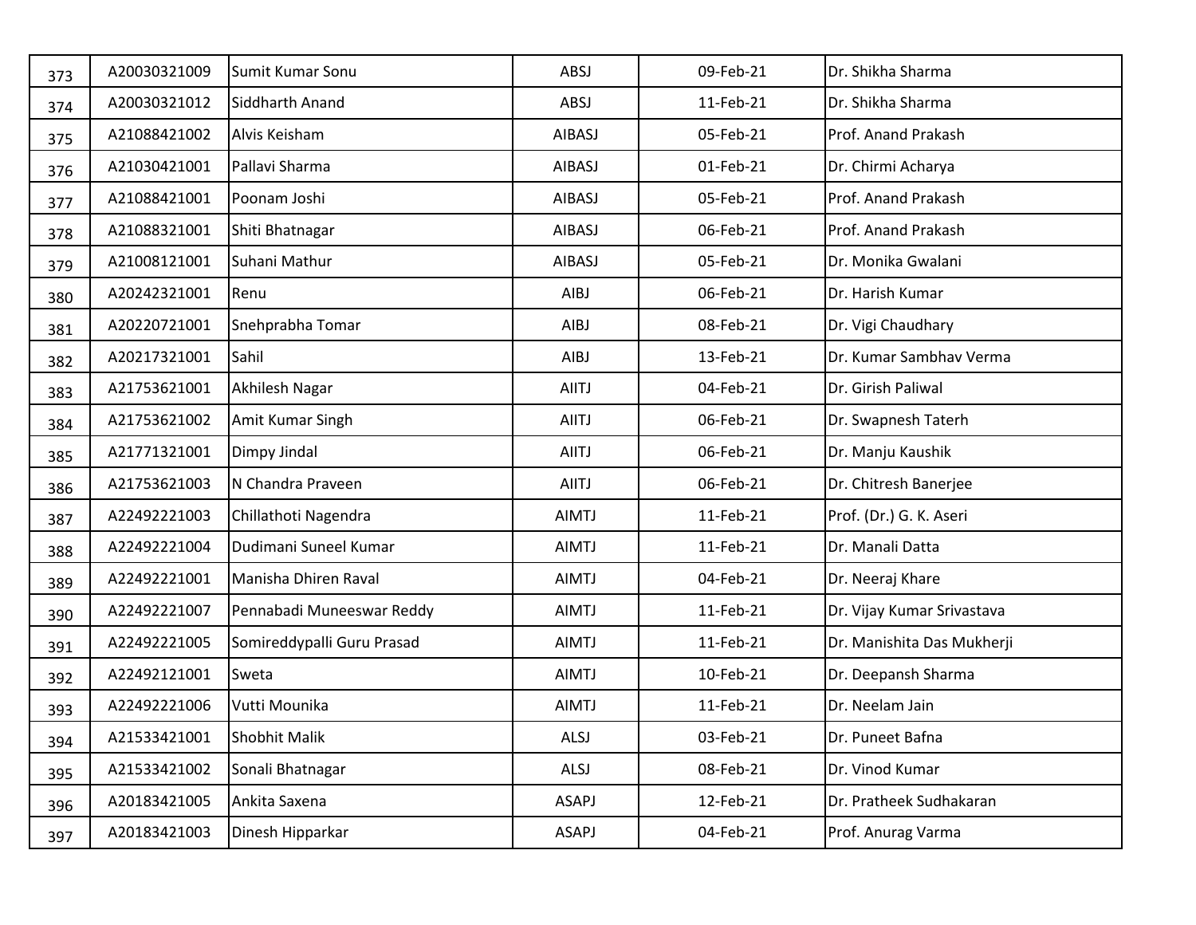| 373 | A20030321009 | Sumit Kumar Sonu | ABSJ | 09-Feb-21 | Dr. Shikha Sharma |
|---|---|---|---|---|---|
| 374 | A20030321012 | Siddharth Anand | ABSJ | 11-Feb-21 | Dr. Shikha Sharma |
| 375 | A21088421002 | Alvis Keisham | AIBASJ | 05-Feb-21 | Prof. Anand Prakash |
| 376 | A21030421001 | Pallavi Sharma | AIBASJ | 01-Feb-21 | Dr. Chirmi Acharya |
| 377 | A21088421001 | Poonam Joshi | AIBASJ | 05-Feb-21 | Prof. Anand Prakash |
| 378 | A21088321001 | Shiti Bhatnagar | AIBASJ | 06-Feb-21 | Prof. Anand Prakash |
| 379 | A21008121001 | Suhani Mathur | AIBASJ | 05-Feb-21 | Dr. Monika Gwalani |
| 380 | A20242321001 | Renu | AIBJ | 06-Feb-21 | Dr. Harish Kumar |
| 381 | A20220721001 | Snehprabha Tomar | AIBJ | 08-Feb-21 | Dr. Vigi Chaudhary |
| 382 | A20217321001 | Sahil | AIBJ | 13-Feb-21 | Dr. Kumar Sambhav Verma |
| 383 | A21753621001 | Akhilesh Nagar | AIITJ | 04-Feb-21 | Dr. Girish Paliwal |
| 384 | A21753621002 | Amit Kumar Singh | AIITJ | 06-Feb-21 | Dr. Swapnesh Taterh |
| 385 | A21771321001 | Dimpy Jindal | AIITJ | 06-Feb-21 | Dr. Manju Kaushik |
| 386 | A21753621003 | N Chandra Praveen | AIITJ | 06-Feb-21 | Dr. Chitresh Banerjee |
| 387 | A22492221003 | Chillathoti Nagendra | AIMTJ | 11-Feb-21 | Prof. (Dr.) G. K. Aseri |
| 388 | A22492221004 | Dudimani Suneel Kumar | AIMTJ | 11-Feb-21 | Dr. Manali Datta |
| 389 | A22492221001 | Manisha Dhiren Raval | AIMTJ | 04-Feb-21 | Dr. Neeraj Khare |
| 390 | A22492221007 | Pennabadi Muneeswar Reddy | AIMTJ | 11-Feb-21 | Dr. Vijay Kumar Srivastava |
| 391 | A22492221005 | Somireddypalli Guru Prasad | AIMTJ | 11-Feb-21 | Dr. Manishita Das Mukherji |
| 392 | A22492121001 | Sweta | AIMTJ | 10-Feb-21 | Dr. Deepansh Sharma |
| 393 | A22492221006 | Vutti Mounika | AIMTJ | 11-Feb-21 | Dr. Neelam Jain |
| 394 | A21533421001 | Shobhit Malik | ALSJ | 03-Feb-21 | Dr. Puneet Bafna |
| 395 | A21533421002 | Sonali Bhatnagar | ALSJ | 08-Feb-21 | Dr. Vinod Kumar |
| 396 | A20183421005 | Ankita Saxena | ASAPJ | 12-Feb-21 | Dr. Pratheek Sudhakaran |
| 397 | A20183421003 | Dinesh Hipparkar | ASAPJ | 04-Feb-21 | Prof. Anurag Varma |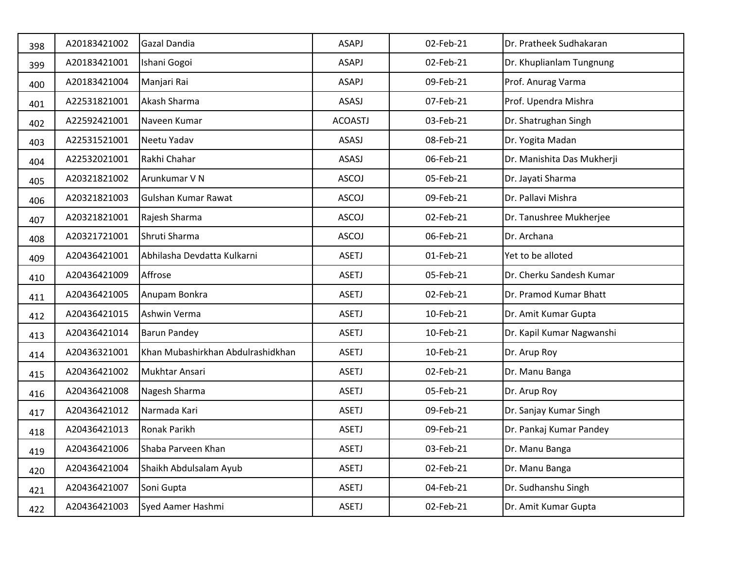| 398 | A20183421002 | Gazal Dandia | ASAPJ | 02-Feb-21 | Dr. Pratheek Sudhakaran |
|---|---|---|---|---|---|
| 399 | A20183421001 | Ishani Gogoi | ASAPJ | 02-Feb-21 | Dr. Khuplianlam Tungnung |
| 400 | A20183421004 | Manjari Rai | ASAPJ | 09-Feb-21 | Prof. Anurag Varma |
| 401 | A22531821001 | Akash Sharma | ASASJ | 07-Feb-21 | Prof. Upendra Mishra |
| 402 | A22592421001 | Naveen Kumar | ACOASTJ | 03-Feb-21 | Dr. Shatrughan Singh |
| 403 | A22531521001 | Neetu Yadav | ASASJ | 08-Feb-21 | Dr. Yogita Madan |
| 404 | A22532021001 | Rakhi Chahar | ASASJ | 06-Feb-21 | Dr. Manishita Das Mukherji |
| 405 | A20321821002 | Arunkumar V N | ASCOJ | 05-Feb-21 | Dr. Jayati Sharma |
| 406 | A20321821003 | Gulshan Kumar Rawat | ASCOJ | 09-Feb-21 | Dr. Pallavi Mishra |
| 407 | A20321821001 | Rajesh Sharma | ASCOJ | 02-Feb-21 | Dr. Tanushree Mukherjee |
| 408 | A20321721001 | Shruti Sharma | ASCOJ | 06-Feb-21 | Dr. Archana |
| 409 | A20436421001 | Abhilasha Devdatta Kulkarni | ASETJ | 01-Feb-21 | Yet to be alloted |
| 410 | A20436421009 | Affrose | ASETJ | 05-Feb-21 | Dr. Cherku Sandesh Kumar |
| 411 | A20436421005 | Anupam Bonkra | ASETJ | 02-Feb-21 | Dr. Pramod Kumar Bhatt |
| 412 | A20436421015 | Ashwin Verma | ASETJ | 10-Feb-21 | Dr. Amit Kumar Gupta |
| 413 | A20436421014 | Barun Pandey | ASETJ | 10-Feb-21 | Dr. Kapil Kumar Nagwanshi |
| 414 | A20436321001 | Khan Mubashirkhan Abdulrashidkhan | ASETJ | 10-Feb-21 | Dr. Arup Roy |
| 415 | A20436421002 | Mukhtar Ansari | ASETJ | 02-Feb-21 | Dr. Manu Banga |
| 416 | A20436421008 | Nagesh Sharma | ASETJ | 05-Feb-21 | Dr. Arup Roy |
| 417 | A20436421012 | Narmada Kari | ASETJ | 09-Feb-21 | Dr. Sanjay Kumar Singh |
| 418 | A20436421013 | Ronak Parikh | ASETJ | 09-Feb-21 | Dr. Pankaj Kumar Pandey |
| 419 | A20436421006 | Shaba Parveen Khan | ASETJ | 03-Feb-21 | Dr. Manu Banga |
| 420 | A20436421004 | Shaikh Abdulsalam Ayub | ASETJ | 02-Feb-21 | Dr. Manu Banga |
| 421 | A20436421007 | Soni Gupta | ASETJ | 04-Feb-21 | Dr. Sudhanshu Singh |
| 422 | A20436421003 | Syed Aamer Hashmi | ASETJ | 02-Feb-21 | Dr. Amit Kumar Gupta |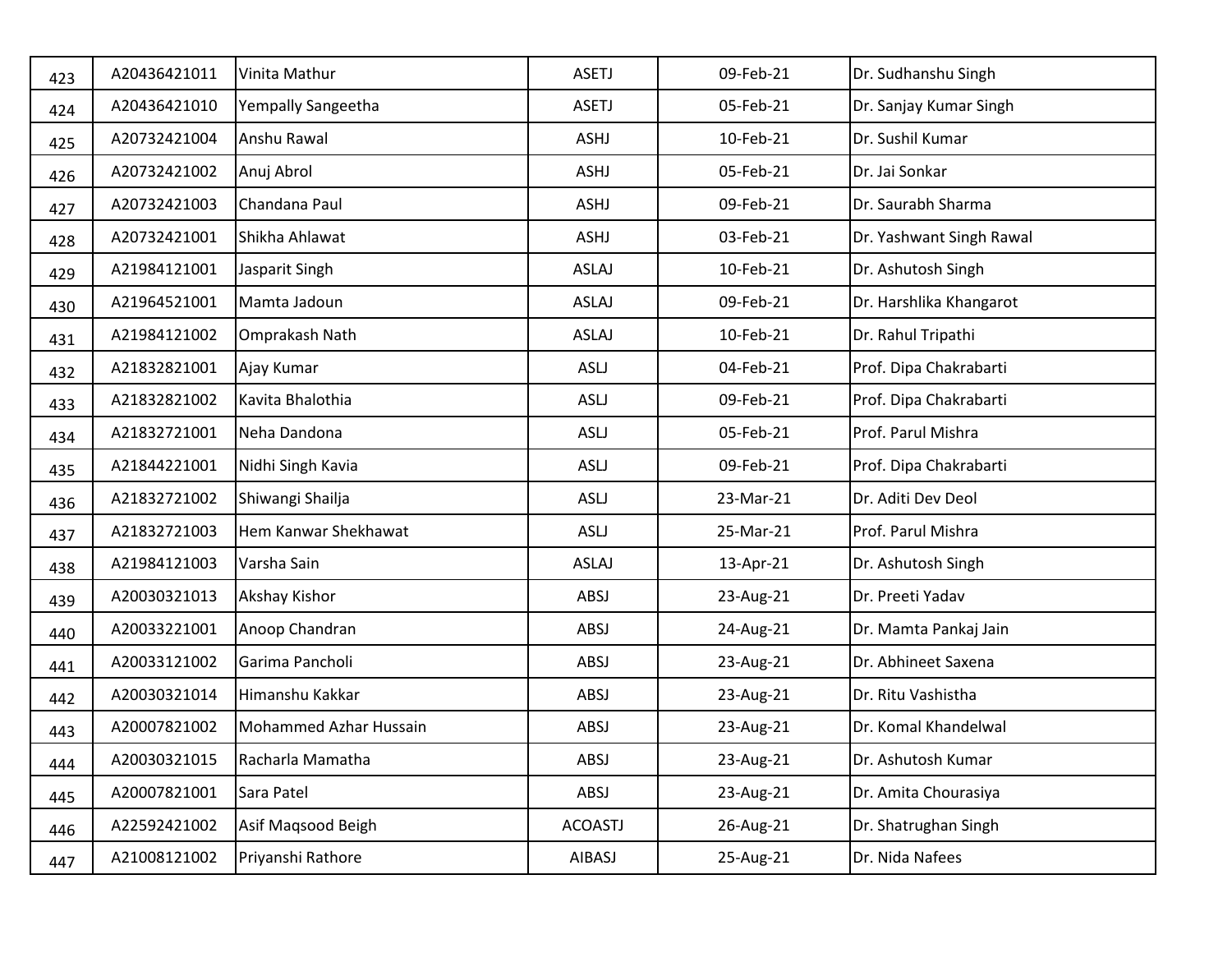| | | | | | |
|---|---|---|---|---|---|
| 423 | A20436421011 | Vinita Mathur | ASETJ | 09-Feb-21 | Dr. Sudhanshu Singh |
| 424 | A20436421010 | Yempally Sangeetha | ASETJ | 05-Feb-21 | Dr. Sanjay Kumar Singh |
| 425 | A20732421004 | Anshu Rawal | ASHJ | 10-Feb-21 | Dr. Sushil Kumar |
| 426 | A20732421002 | Anuj Abrol | ASHJ | 05-Feb-21 | Dr. Jai Sonkar |
| 427 | A20732421003 | Chandana Paul | ASHJ | 09-Feb-21 | Dr. Saurabh Sharma |
| 428 | A20732421001 | Shikha Ahlawat | ASHJ | 03-Feb-21 | Dr. Yashwant Singh Rawal |
| 429 | A21984121001 | Jasparit Singh | ASLAJ | 10-Feb-21 | Dr. Ashutosh Singh |
| 430 | A21964521001 | Mamta Jadoun | ASLAJ | 09-Feb-21 | Dr. Harshlika Khangarot |
| 431 | A21984121002 | Omprakash Nath | ASLAJ | 10-Feb-21 | Dr. Rahul Tripathi |
| 432 | A21832821001 | Ajay Kumar | ASLJ | 04-Feb-21 | Prof. Dipa Chakrabarti |
| 433 | A21832821002 | Kavita Bhalothia | ASLJ | 09-Feb-21 | Prof. Dipa Chakrabarti |
| 434 | A21832721001 | Neha Dandona | ASLJ | 05-Feb-21 | Prof. Parul Mishra |
| 435 | A21844221001 | Nidhi Singh Kavia | ASLJ | 09-Feb-21 | Prof. Dipa Chakrabarti |
| 436 | A21832721002 | Shiwangi Shailja | ASLJ | 23-Mar-21 | Dr. Aditi Dev Deol |
| 437 | A21832721003 | Hem Kanwar Shekhawat | ASLJ | 25-Mar-21 | Prof. Parul Mishra |
| 438 | A21984121003 | Varsha Sain | ASLAJ | 13-Apr-21 | Dr. Ashutosh Singh |
| 439 | A20030321013 | Akshay Kishor | ABSJ | 23-Aug-21 | Dr. Preeti Yadav |
| 440 | A20033221001 | Anoop Chandran | ABSJ | 24-Aug-21 | Dr. Mamta Pankaj Jain |
| 441 | A20033121002 | Garima Pancholi | ABSJ | 23-Aug-21 | Dr. Abhineet Saxena |
| 442 | A20030321014 | Himanshu Kakkar | ABSJ | 23-Aug-21 | Dr. Ritu Vashistha |
| 443 | A20007821002 | Mohammed Azhar Hussain | ABSJ | 23-Aug-21 | Dr. Komal Khandelwal |
| 444 | A20030321015 | Racharla Mamatha | ABSJ | 23-Aug-21 | Dr. Ashutosh Kumar |
| 445 | A20007821001 | Sara Patel | ABSJ | 23-Aug-21 | Dr. Amita Chourasiya |
| 446 | A22592421002 | Asif Maqsood Beigh | ACOASTJ | 26-Aug-21 | Dr. Shatrughan Singh |
| 447 | A21008121002 | Priyanshi Rathore | AIBASJ | 25-Aug-21 | Dr. Nida Nafees |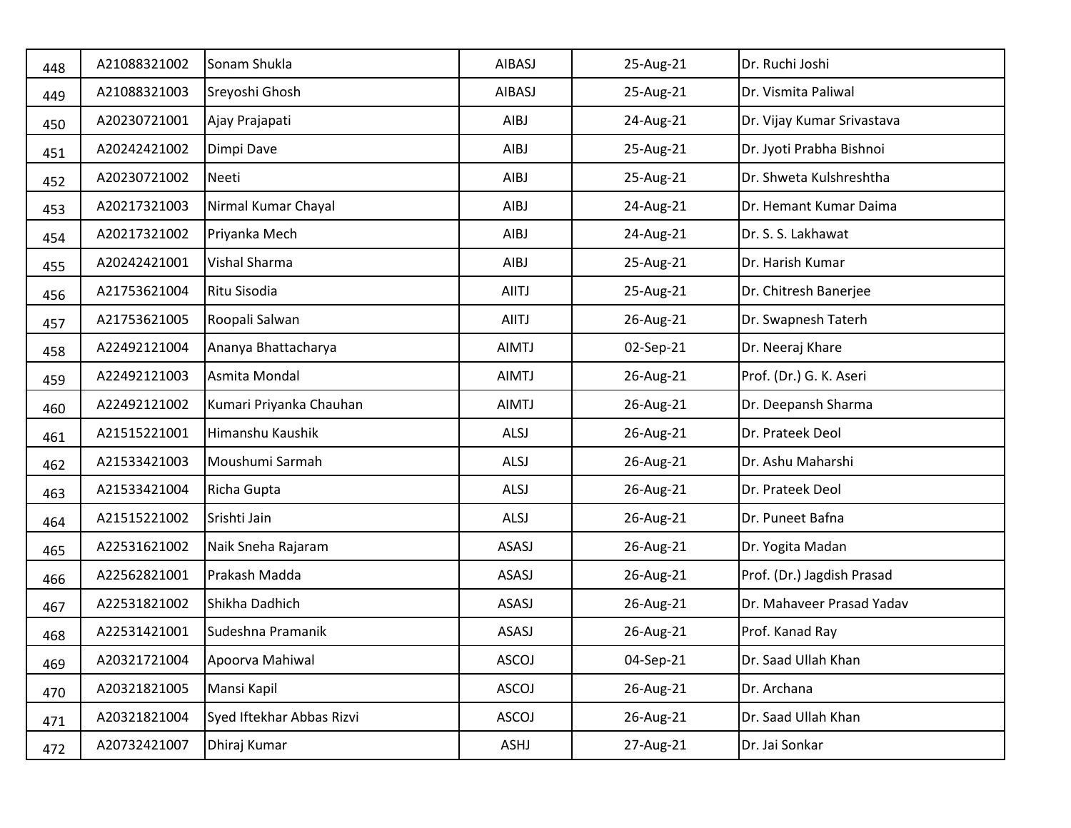| | | | | | |
|---|---|---|---|---|---|
| 448 | A21088321002 | Sonam Shukla | AIBASJ | 25-Aug-21 | Dr. Ruchi Joshi |
| 449 | A21088321003 | Sreyoshi Ghosh | AIBASJ | 25-Aug-21 | Dr. Vismita Paliwal |
| 450 | A20230721001 | Ajay Prajapati | AIBJ | 24-Aug-21 | Dr. Vijay Kumar Srivastava |
| 451 | A20242421002 | Dimpi Dave | AIBJ | 25-Aug-21 | Dr. Jyoti Prabha Bishnoi |
| 452 | A20230721002 | Neeti | AIBJ | 25-Aug-21 | Dr. Shweta Kulshreshtha |
| 453 | A20217321003 | Nirmal Kumar Chayal | AIBJ | 24-Aug-21 | Dr. Hemant Kumar Daima |
| 454 | A20217321002 | Priyanka Mech | AIBJ | 24-Aug-21 | Dr. S. S. Lakhawat |
| 455 | A20242421001 | Vishal Sharma | AIBJ | 25-Aug-21 | Dr. Harish Kumar |
| 456 | A21753621004 | Ritu Sisodia | AIITJ | 25-Aug-21 | Dr. Chitresh Banerjee |
| 457 | A21753621005 | Roopali Salwan | AIITJ | 26-Aug-21 | Dr. Swapnesh Taterh |
| 458 | A22492121004 | Ananya Bhattacharya | AIMTJ | 02-Sep-21 | Dr. Neeraj Khare |
| 459 | A22492121003 | Asmita Mondal | AIMTJ | 26-Aug-21 | Prof. (Dr.) G. K. Aseri |
| 460 | A22492121002 | Kumari Priyanka Chauhan | AIMTJ | 26-Aug-21 | Dr. Deepansh Sharma |
| 461 | A21515221001 | Himanshu Kaushik | ALSJ | 26-Aug-21 | Dr. Prateek Deol |
| 462 | A21533421003 | Moushumi Sarmah | ALSJ | 26-Aug-21 | Dr. Ashu Maharshi |
| 463 | A21533421004 | Richa Gupta | ALSJ | 26-Aug-21 | Dr. Prateek Deol |
| 464 | A21515221002 | Srishti Jain | ALSJ | 26-Aug-21 | Dr. Puneet Bafna |
| 465 | A22531621002 | Naik Sneha Rajaram | ASASJ | 26-Aug-21 | Dr. Yogita Madan |
| 466 | A22562821001 | Prakash Madda | ASASJ | 26-Aug-21 | Prof. (Dr.) Jagdish Prasad |
| 467 | A22531821002 | Shikha Dadhich | ASASJ | 26-Aug-21 | Dr. Mahaveer Prasad Yadav |
| 468 | A22531421001 | Sudeshna Pramanik | ASASJ | 26-Aug-21 | Prof. Kanad Ray |
| 469 | A20321721004 | Apoorva Mahiwal | ASCOJ | 04-Sep-21 | Dr. Saad Ullah Khan |
| 470 | A20321821005 | Mansi Kapil | ASCOJ | 26-Aug-21 | Dr. Archana |
| 471 | A20321821004 | Syed Iftekhar Abbas Rizvi | ASCOJ | 26-Aug-21 | Dr. Saad Ullah Khan |
| 472 | A20732421007 | Dhiraj Kumar | ASHJ | 27-Aug-21 | Dr. Jai Sonkar |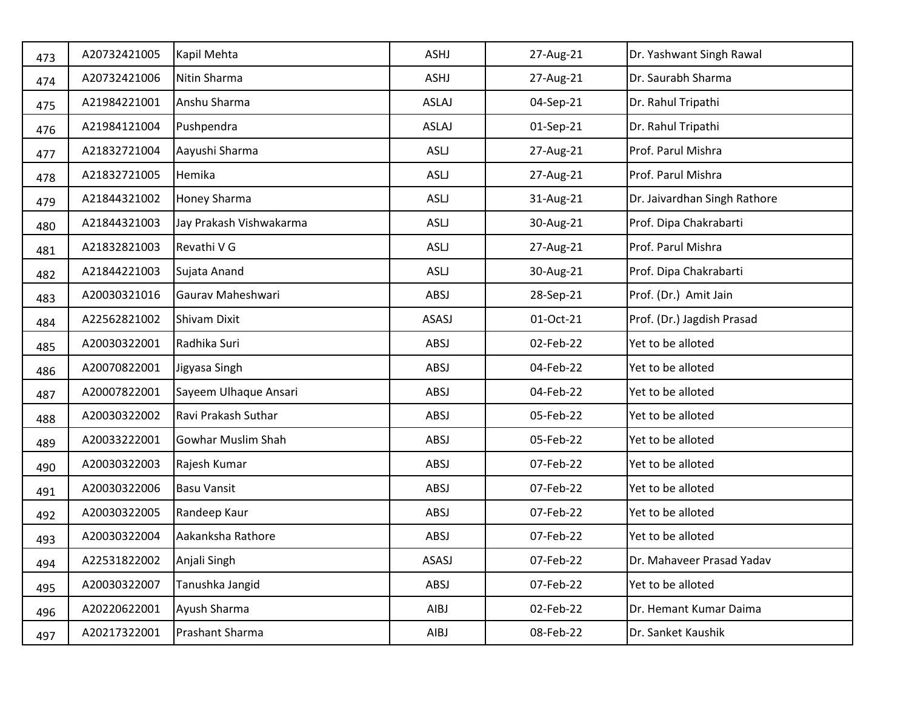| 473 | A20732421005 | Kapil Mehta | ASHJ | 27-Aug-21 | Dr. Yashwant Singh Rawal |
|---|---|---|---|---|---|
| 474 | A20732421006 | Nitin Sharma | ASHJ | 27-Aug-21 | Dr. Saurabh Sharma |
| 475 | A21984221001 | Anshu Sharma | ASLAJ | 04-Sep-21 | Dr. Rahul Tripathi |
| 476 | A21984121004 | Pushpendra | ASLAJ | 01-Sep-21 | Dr. Rahul Tripathi |
| 477 | A21832721004 | Aayushi Sharma | ASLJ | 27-Aug-21 | Prof. Parul Mishra |
| 478 | A21832721005 | Hemika | ASLJ | 27-Aug-21 | Prof. Parul Mishra |
| 479 | A21844321002 | Honey Sharma | ASLJ | 31-Aug-21 | Dr. Jaivardhan Singh Rathore |
| 480 | A21844321003 | Jay Prakash Vishwakarma | ASLJ | 30-Aug-21 | Prof. Dipa Chakrabarti |
| 481 | A21832821003 | Revathi V G | ASLJ | 27-Aug-21 | Prof. Parul Mishra |
| 482 | A21844221003 | Sujata Anand | ASLJ | 30-Aug-21 | Prof. Dipa Chakrabarti |
| 483 | A20030321016 | Gaurav Maheshwari | ABSJ | 28-Sep-21 | Prof. (Dr.) Amit Jain |
| 484 | A22562821002 | Shivam Dixit | ASASJ | 01-Oct-21 | Prof. (Dr.) Jagdish Prasad |
| 485 | A20030322001 | Radhika Suri | ABSJ | 02-Feb-22 | Yet to be alloted |
| 486 | A20070822001 | Jigyasa Singh | ABSJ | 04-Feb-22 | Yet to be alloted |
| 487 | A20007822001 | Sayeem Ulhaque Ansari | ABSJ | 04-Feb-22 | Yet to be alloted |
| 488 | A20030322002 | Ravi Prakash Suthar | ABSJ | 05-Feb-22 | Yet to be alloted |
| 489 | A20033222001 | Gowhar Muslim Shah | ABSJ | 05-Feb-22 | Yet to be alloted |
| 490 | A20030322003 | Rajesh Kumar | ABSJ | 07-Feb-22 | Yet to be alloted |
| 491 | A20030322006 | Basu Vansit | ABSJ | 07-Feb-22 | Yet to be alloted |
| 492 | A20030322005 | Randeep Kaur | ABSJ | 07-Feb-22 | Yet to be alloted |
| 493 | A20030322004 | Aakanksha Rathore | ABSJ | 07-Feb-22 | Yet to be alloted |
| 494 | A22531822002 | Anjali Singh | ASASJ | 07-Feb-22 | Dr. Mahaveer Prasad Yadav |
| 495 | A20030322007 | Tanushka Jangid | ABSJ | 07-Feb-22 | Yet to be alloted |
| 496 | A20220622001 | Ayush Sharma | AIBJ | 02-Feb-22 | Dr. Hemant Kumar Daima |
| 497 | A20217322001 | Prashant Sharma | AIBJ | 08-Feb-22 | Dr. Sanket Kaushik |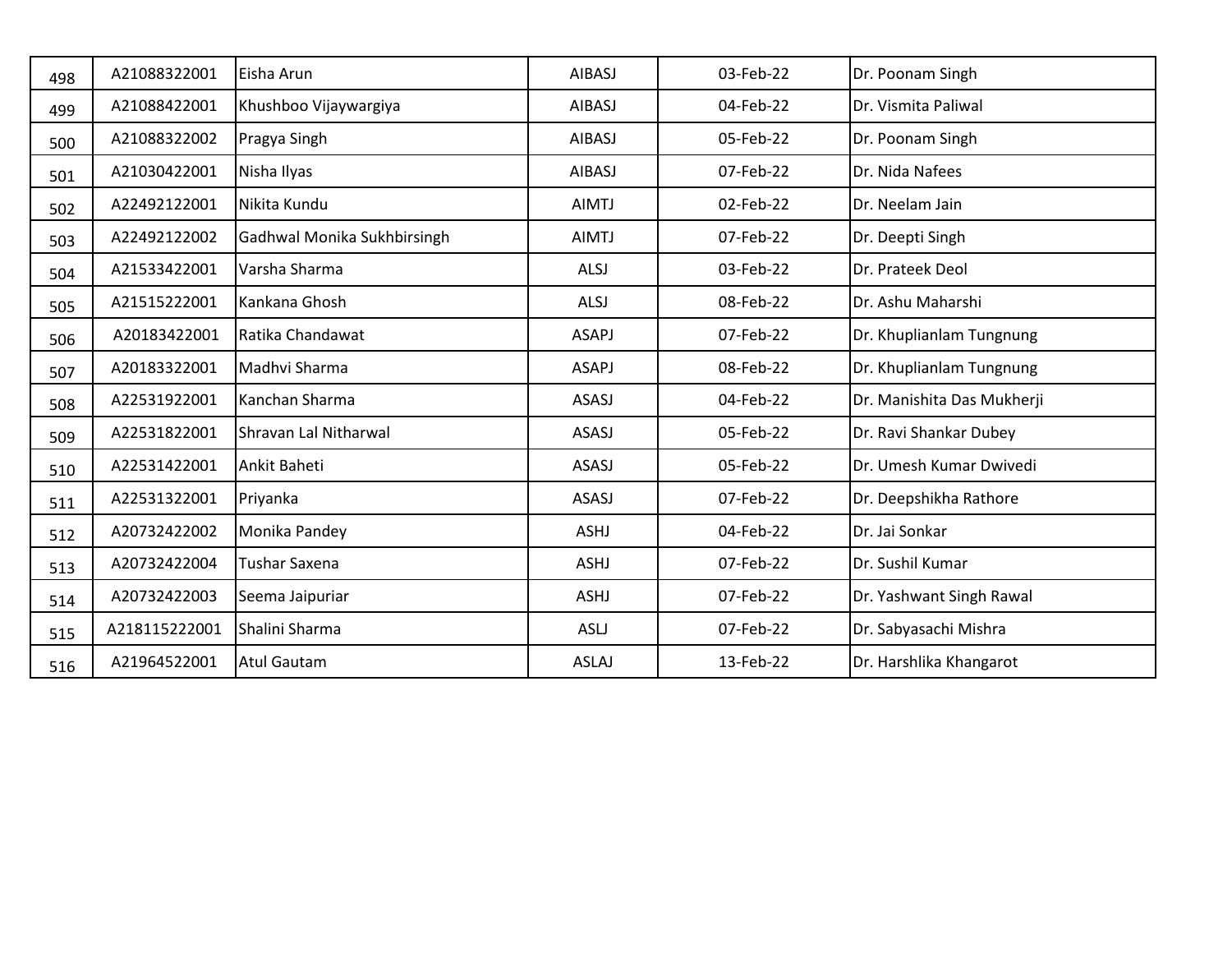| | | | | | |
|---|---|---|---|---|---|
| 498 | A21088322001 | Eisha Arun | AIBASJ | 03-Feb-22 | Dr. Poonam Singh |
| 499 | A21088422001 | Khushboo Vijaywargiya | AIBASJ | 04-Feb-22 | Dr. Vismita Paliwal |
| 500 | A21088322002 | Pragya Singh | AIBASJ | 05-Feb-22 | Dr. Poonam Singh |
| 501 | A21030422001 | Nisha Ilyas | AIBASJ | 07-Feb-22 | Dr. Nida Nafees |
| 502 | A22492122001 | Nikita Kundu | AIMTJ | 02-Feb-22 | Dr. Neelam Jain |
| 503 | A22492122002 | Gadhwal Monika Sukhbirsingh | AIMTJ | 07-Feb-22 | Dr. Deepti Singh |
| 504 | A21533422001 | Varsha Sharma | ALSJ | 03-Feb-22 | Dr. Prateek Deol |
| 505 | A21515222001 | Kankana Ghosh | ALSJ | 08-Feb-22 | Dr. Ashu Maharshi |
| 506 | A20183422001 | Ratika Chandawat | ASAPJ | 07-Feb-22 | Dr. Khuplianlam Tungnung |
| 507 | A20183322001 | Madhvi Sharma | ASAPJ | 08-Feb-22 | Dr. Khuplianlam Tungnung |
| 508 | A22531922001 | Kanchan Sharma | ASASJ | 04-Feb-22 | Dr. Manishita Das Mukherji |
| 509 | A22531822001 | Shravan Lal Nitharwal | ASASJ | 05-Feb-22 | Dr. Ravi Shankar Dubey |
| 510 | A22531422001 | Ankit Baheti | ASASJ | 05-Feb-22 | Dr. Umesh Kumar Dwivedi |
| 511 | A22531322001 | Priyanka | ASASJ | 07-Feb-22 | Dr. Deepshikha Rathore |
| 512 | A20732422002 | Monika Pandey | ASHJ | 04-Feb-22 | Dr. Jai Sonkar |
| 513 | A20732422004 | Tushar Saxena | ASHJ | 07-Feb-22 | Dr. Sushil Kumar |
| 514 | A20732422003 | Seema Jaipuriar | ASHJ | 07-Feb-22 | Dr. Yashwant Singh Rawal |
| 515 | A218115222001 | Shalini Sharma | ASLJ | 07-Feb-22 | Dr. Sabyasachi Mishra |
| 516 | A21964522001 | Atul Gautam | ASLAJ | 13-Feb-22 | Dr. Harshlika Khangarot |